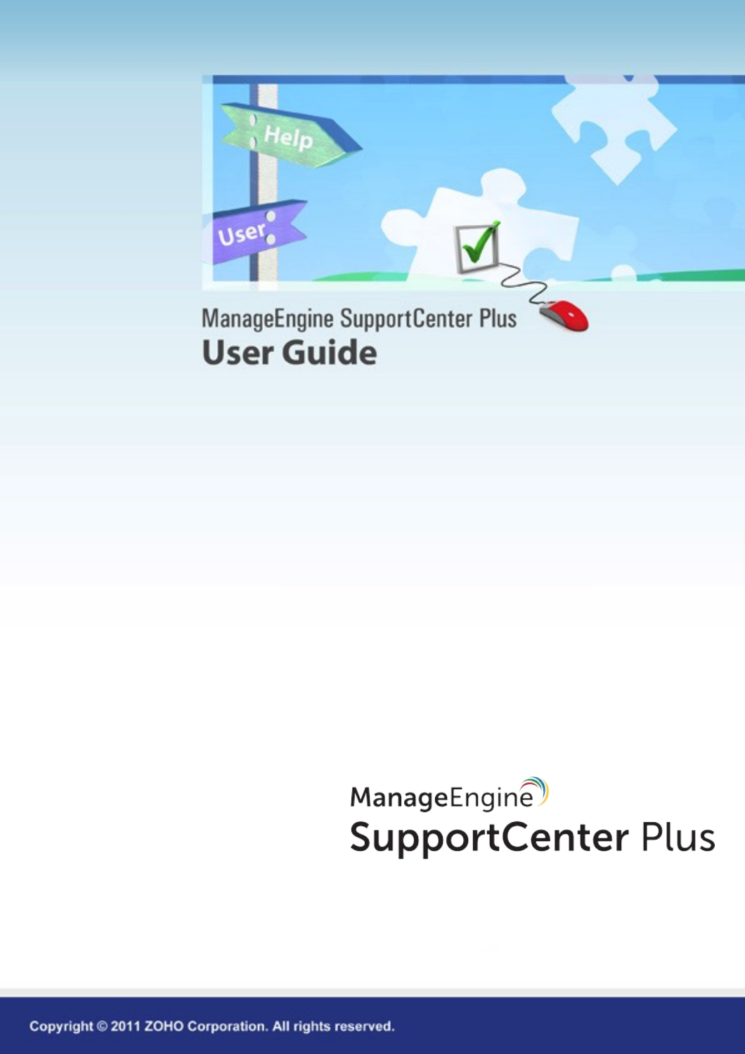ManageEngine SupportCenter Plus

# User Guide

ManageEngine

SupportCenter Plus

Copyright © 2011 ZOHO Corporation. All rights reserved.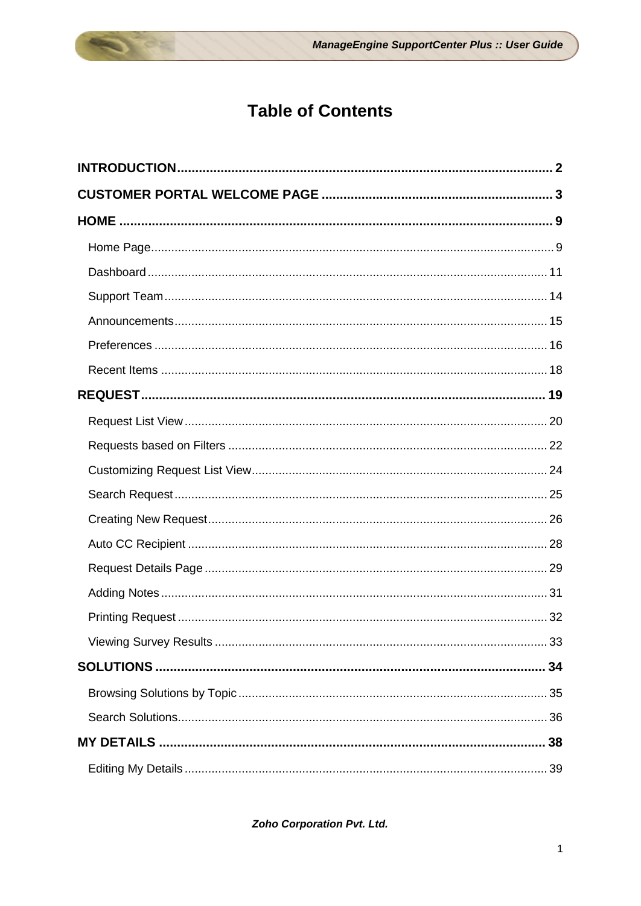# Table of Contents

**INTRODUCTION** .......... **2**

**CUSTOMER PORTAL WELCOME PAGE** .......... **3**

**HOME** .......... **9**

- Home Page .......... 9
- Dashboard .......... 11
- Support Team .......... 14
- Announcements .......... 15
- Preferences .......... 16
- Recent Items .......... 18

**REQUEST** .......... **19**

- Request List View .......... 20
- Requests based on Filters .......... 22
- Customizing Request List View .......... 24
- Search Request .......... 25
- Creating New Request .......... 26
- Auto CC Recipient .......... 28
- Request Details Page .......... 29
- Adding Notes .......... 31
- Printing Request .......... 32
- Viewing Survey Results .......... 33

**SOLUTIONS** .......... **34**

- Browsing Solutions by Topic .......... 35
- Search Solutions .......... 36

**MY DETAILS** .......... **38**

- Editing My Details .......... 39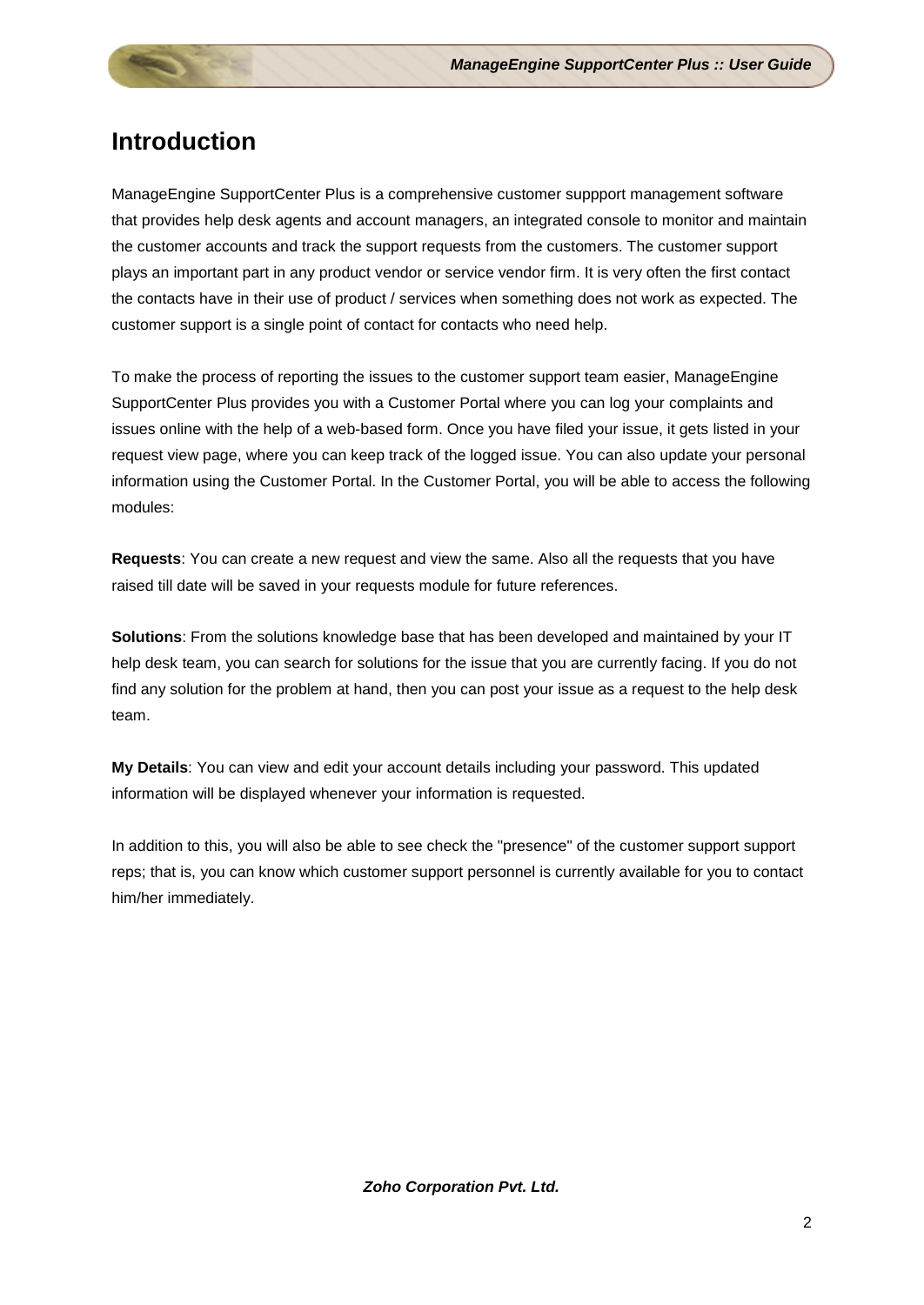# Introduction

ManageEngine SupportCenter Plus is a comprehensive customer suppport management software that provides help desk agents and account managers, an integrated console to monitor and maintain the customer accounts and track the support requests from the customers. The customer support plays an important part in any product vendor or service vendor firm. It is very often the first contact the contacts have in their use of product / services when something does not work as expected. The customer support is a single point of contact for contacts who need help.

To make the process of reporting the issues to the customer support team easier, ManageEngine SupportCenter Plus provides you with a Customer Portal where you can log your complaints and issues online with the help of a web-based form. Once you have filed your issue, it gets listed in your request view page, where you can keep track of the logged issue. You can also update your personal information using the Customer Portal. In the Customer Portal, you will be able to access the following modules:

**Requests**: You can create a new request and view the same. Also all the requests that you have raised till date will be saved in your requests module for future references.

**Solutions**: From the solutions knowledge base that has been developed and maintained by your IT help desk team, you can search for solutions for the issue that you are currently facing. If you do not find any solution for the problem at hand, then you can post your issue as a request to the help desk team.

**My Details**: You can view and edit your account details including your password. This updated information will be displayed whenever your information is requested.

In addition to this, you will also be able to see check the "presence" of the customer support support reps; that is, you can know which customer support personnel is currently available for you to contact him/her immediately.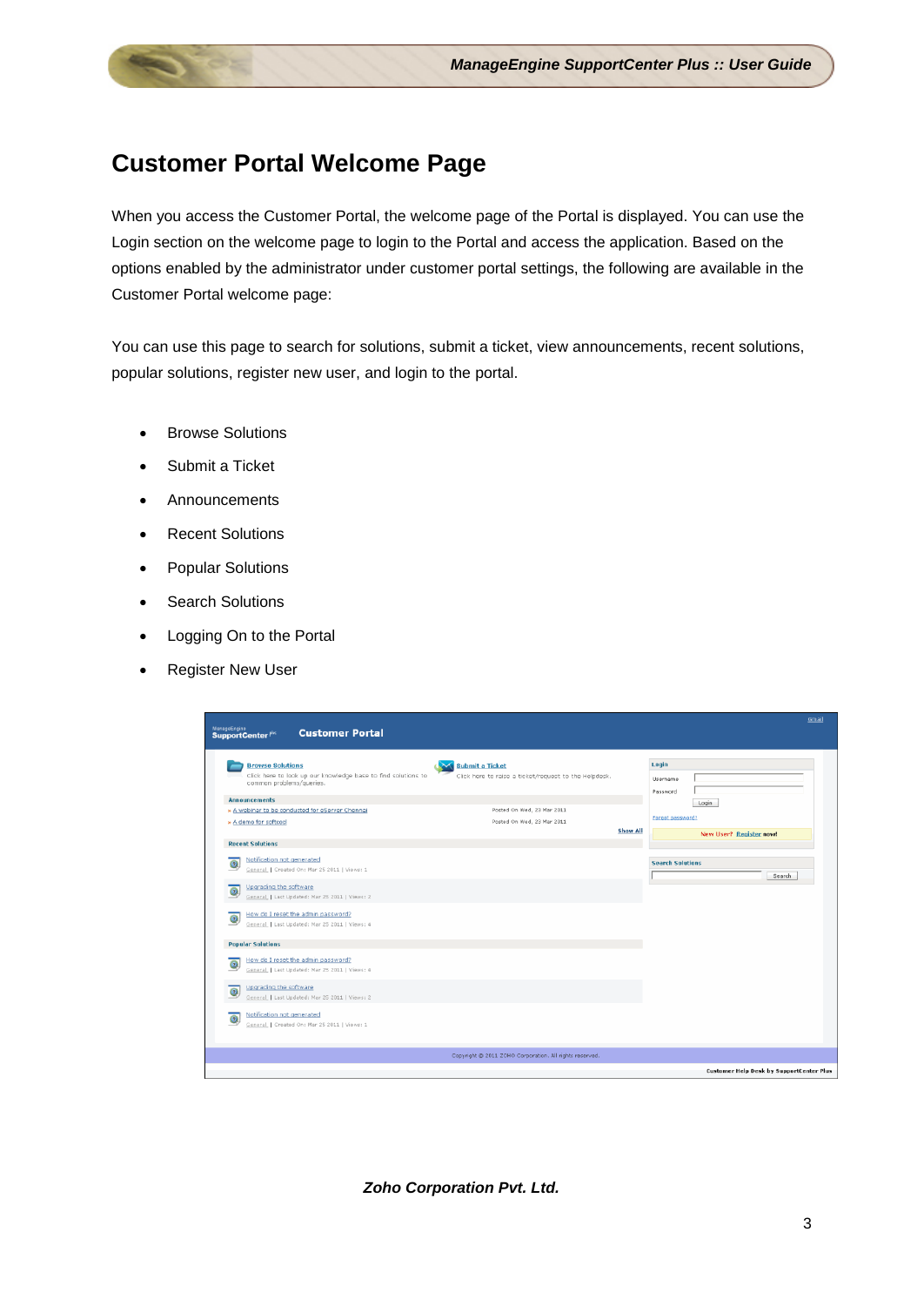# Customer Portal Welcome Page

When you access the Customer Portal, the welcome page of the Portal is displayed. You can use the Login section on the welcome page to login to the Portal and access the application. Based on the options enabled by the administrator under customer portal settings, the following are available in the Customer Portal welcome page:

You can use this page to search for solutions, submit a ticket, view announcements, recent solutions, popular solutions, register new user, and login to the portal.

- Browse Solutions
- Submit a Ticket
- Announcements
- Recent Solutions
- Popular Solutions
- Search Solutions
- Logging On to the Portal
- Register New User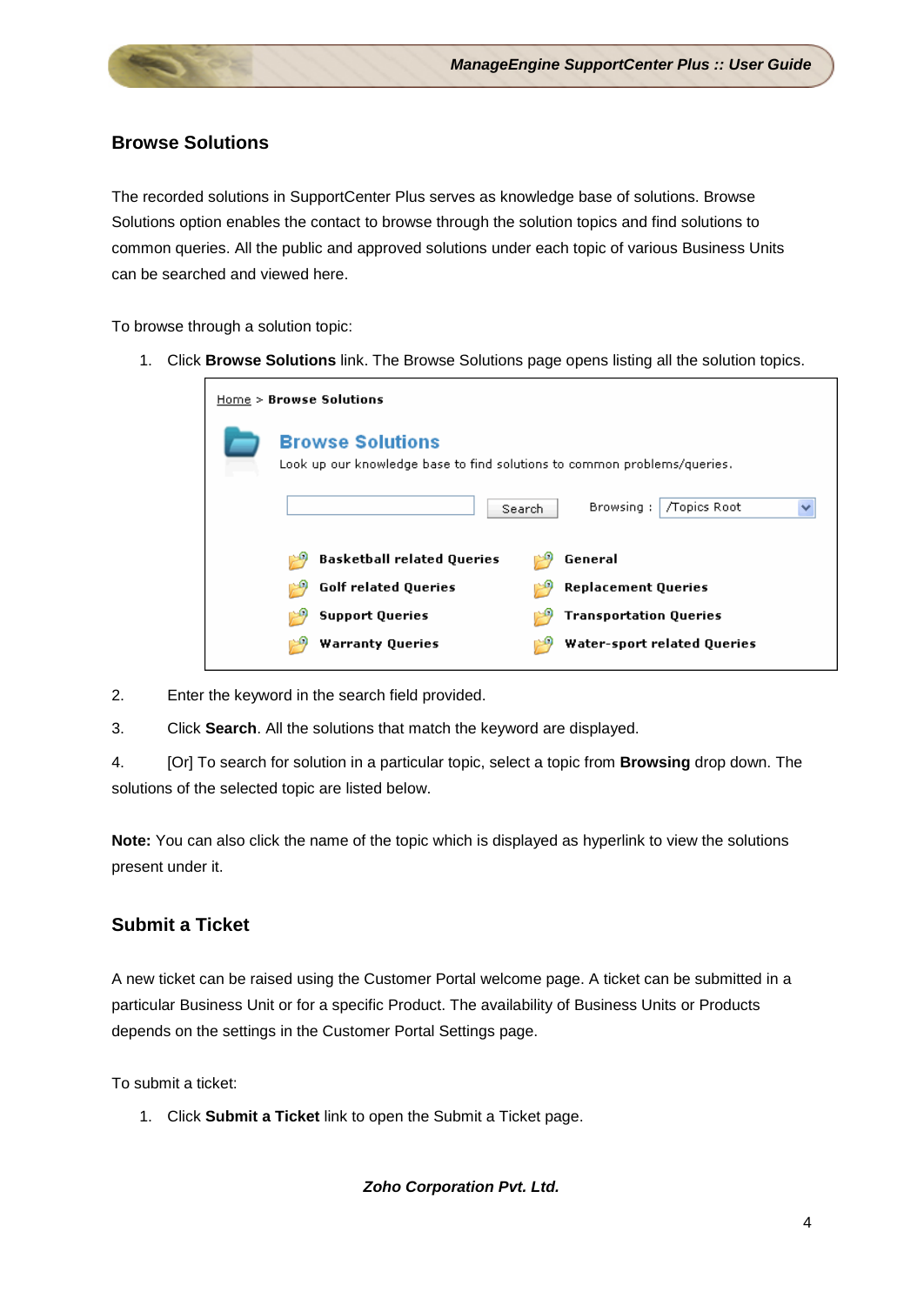## Browse Solutions

The recorded solutions in SupportCenter Plus serves as knowledge base of solutions. Browse Solutions option enables the contact to browse through the solution topics and find solutions to common queries. All the public and approved solutions under each topic of various Business Units can be searched and viewed here.

To browse through a solution topic:

1. Click **Browse Solutions** link. The Browse Solutions page opens listing all the solution topics.
2. Enter the keyword in the search field provided.
3. Click **Search**. All the solutions that match the keyword are displayed.
4. [Or] To search for solution in a particular topic, select a topic from **Browsing** drop down. The solutions of the selected topic are listed below.

**Note:** You can also click the name of the topic which is displayed as hyperlink to view the solutions present under it.

## Submit a Ticket

A new ticket can be raised using the Customer Portal welcome page. A ticket can be submitted in a particular Business Unit or for a specific Product. The availability of Business Units or Products depends on the settings in the Customer Portal Settings page.

To submit a ticket:

1. Click **Submit a Ticket** link to open the Submit a Ticket page.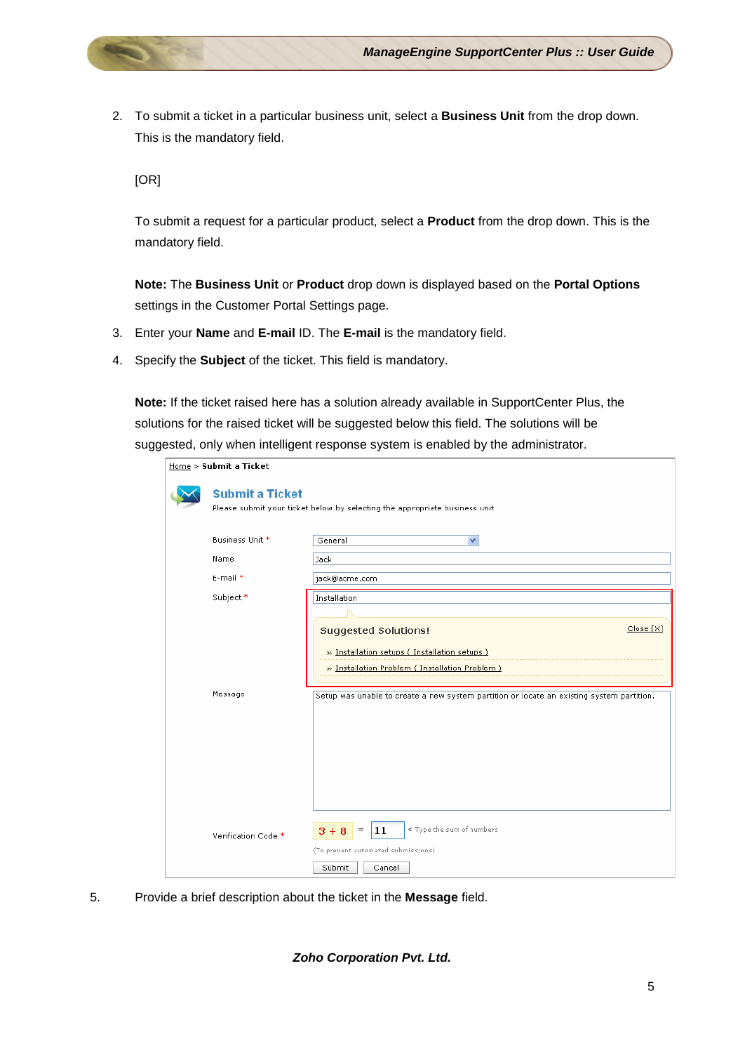2. To submit a ticket in a particular business unit, select a **Business Unit** from the drop down. This is the mandatory field.

   [OR]

   To submit a request for a particular product, select a **Product** from the drop down. This is the mandatory field.

   **Note:** The **Business Unit** or **Product** drop down is displayed based on the **Portal Options** settings in the Customer Portal Settings page.

3. Enter your **Name** and **E-mail** ID. The **E-mail** is the mandatory field.
4. Specify the **Subject** of the ticket. This field is mandatory.

   **Note:** If the ticket raised here has a solution already available in SupportCenter Plus, the solutions for the raised ticket will be suggested below this field. The solutions will be suggested, only when intelligent response system is enabled by the administrator.

5. Provide a brief description about the ticket in the **Message** field.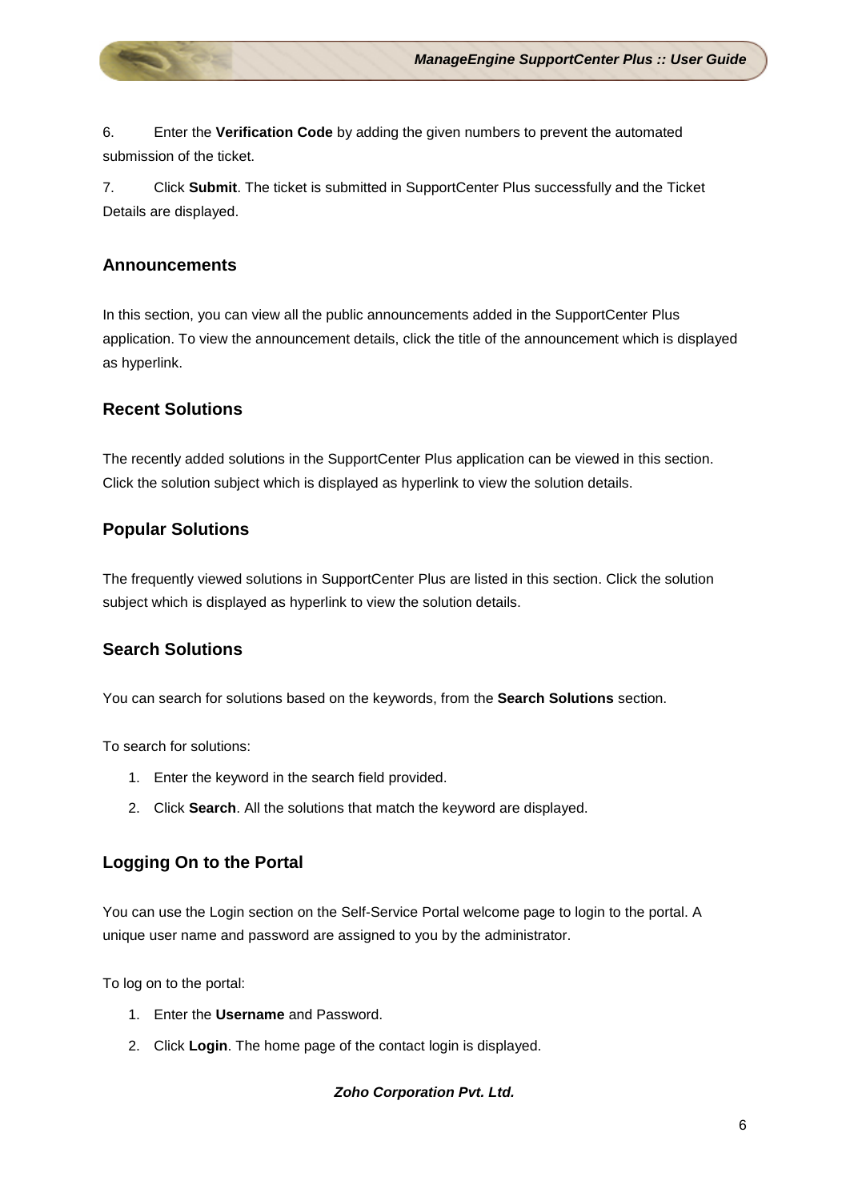6. Enter the **Verification Code** by adding the given numbers to prevent the automated submission of the ticket.

7. Click **Submit**. The ticket is submitted in SupportCenter Plus successfully and the Ticket Details are displayed.

### Announcements

In this section, you can view all the public announcements added in the SupportCenter Plus application. To view the announcement details, click the title of the announcement which is displayed as hyperlink.

### Recent Solutions

The recently added solutions in the SupportCenter Plus application can be viewed in this section. Click the solution subject which is displayed as hyperlink to view the solution details.

### Popular Solutions

The frequently viewed solutions in SupportCenter Plus are listed in this section. Click the solution subject which is displayed as hyperlink to view the solution details.

### Search Solutions

You can search for solutions based on the keywords, from the **Search Solutions** section.

To search for solutions:

1. Enter the keyword in the search field provided.
2. Click **Search**. All the solutions that match the keyword are displayed.

### Logging On to the Portal

You can use the Login section on the Self-Service Portal welcome page to login to the portal. A unique user name and password are assigned to you by the administrator.

To log on to the portal:

1. Enter the **Username** and Password.
2. Click **Login**. The home page of the contact login is displayed.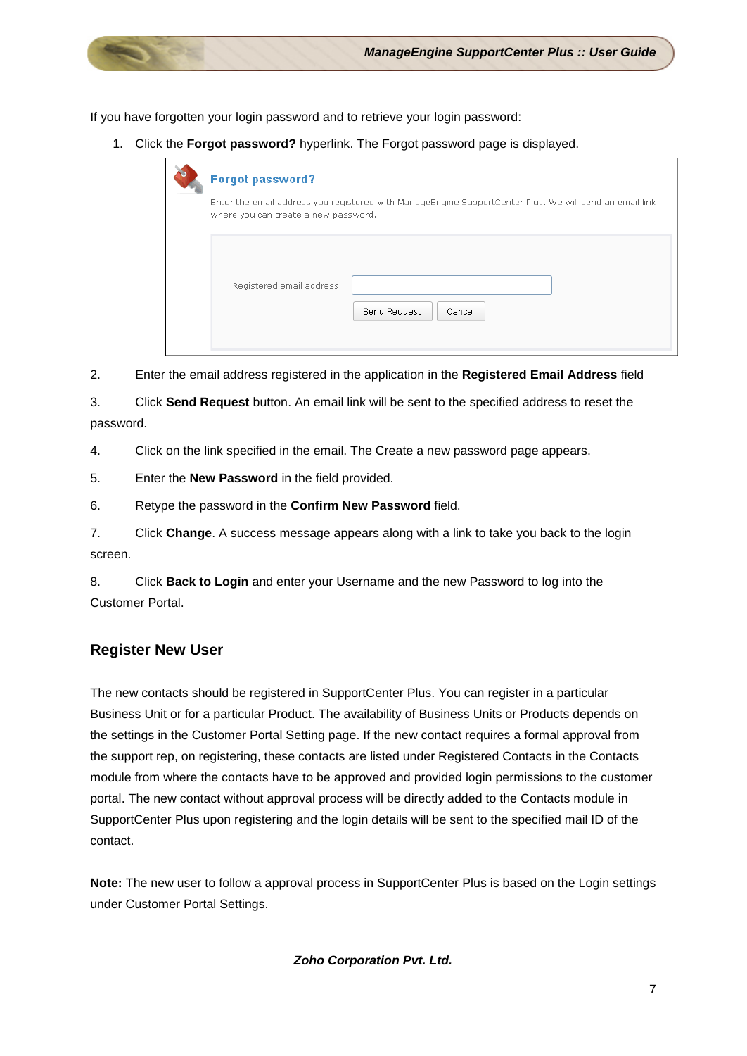If you have forgotten your login password and to retrieve your login password:

1. Click the **Forgot password?** hyperlink. The Forgot password page is displayed.

2. Enter the email address registered in the application in the **Registered Email Address** field

3. Click **Send Request** button. An email link will be sent to the specified address to reset the password.

4. Click on the link specified in the email. The Create a new password page appears.

5. Enter the **New Password** in the field provided.

6. Retype the password in the **Confirm New Password** field.

7. Click **Change**. A success message appears along with a link to take you back to the login screen.

8. Click **Back to Login** and enter your Username and the new Password to log into the Customer Portal.

## Register New User

The new contacts should be registered in SupportCenter Plus. You can register in a particular Business Unit or for a particular Product. The availability of Business Units or Products depends on the settings in the Customer Portal Setting page. If the new contact requires a formal approval from the support rep, on registering, these contacts are listed under Registered Contacts in the Contacts module from where the contacts have to be approved and provided login permissions to the customer portal. The new contact without approval process will be directly added to the Contacts module in SupportCenter Plus upon registering and the login details will be sent to the specified mail ID of the contact.

**Note:** The new user to follow a approval process in SupportCenter Plus is based on the Login settings under Customer Portal Settings.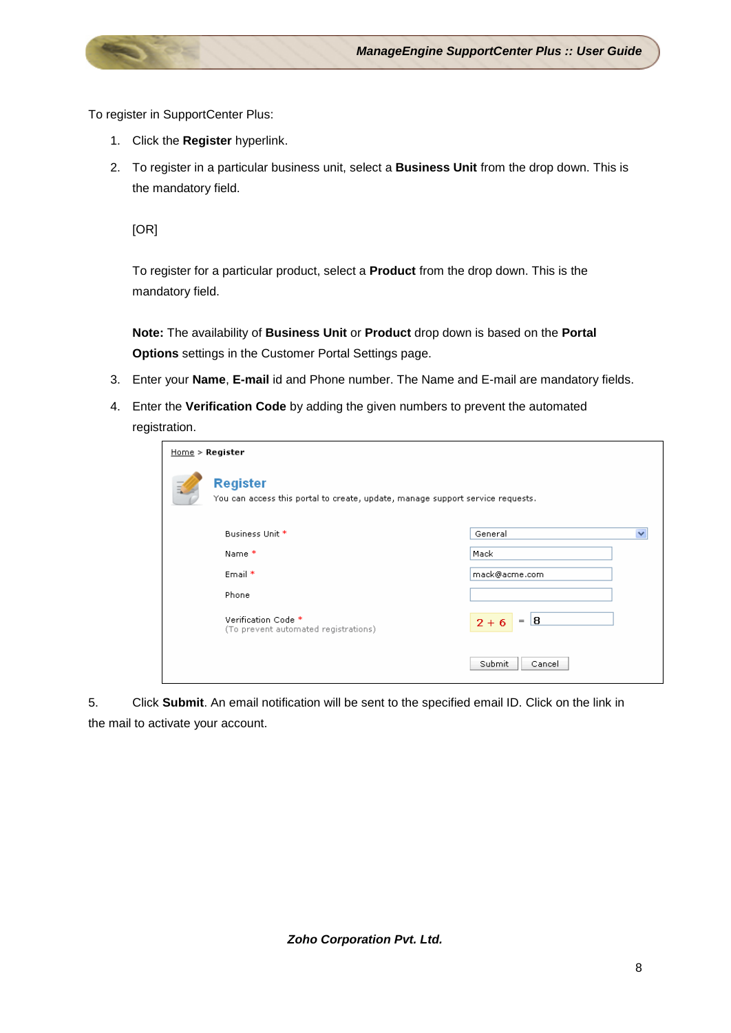To register in SupportCenter Plus:

1. Click the **Register** hyperlink.
2. To register in a particular business unit, select a **Business Unit** from the drop down. This is the mandatory field.

   [OR]

   To register for a particular product, select a **Product** from the drop down. This is the mandatory field.

   **Note:** The availability of **Business Unit** or **Product** drop down is based on the **Portal Options** settings in the Customer Portal Settings page.
3. Enter your **Name**, **E-mail** id and Phone number. The Name and E-mail are mandatory fields.
4. Enter the **Verification Code** by adding the given numbers to prevent the automated registration.

Home > **Register**

**Register**
You can access this portal to create, update, manage support service requests.

| | |
|---|---|
| Business Unit * | General |
| Name * | Mack |
| Email * | mack@acme.com |
| Phone | |
| Verification Code * (To prevent automated registrations) | 2 + 6 = 8 |

Submit | Cancel

5. Click **Submit**. An email notification will be sent to the specified email ID. Click on the link in the mail to activate your account.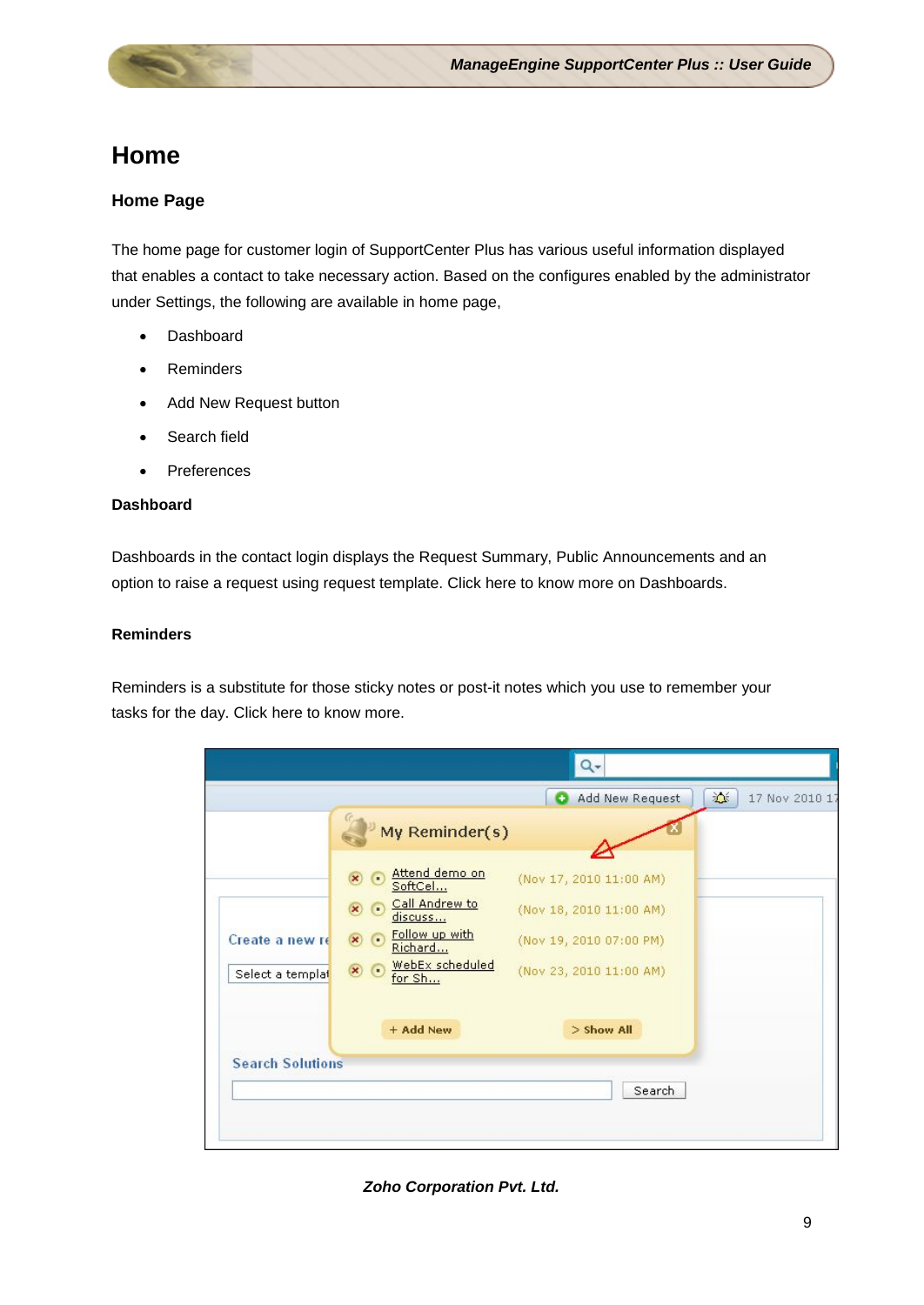# Home

## Home Page

The home page for customer login of SupportCenter Plus has various useful information displayed that enables a contact to take necessary action. Based on the configures enabled by the administrator under Settings, the following are available in home page,

- Dashboard
- Reminders
- Add New Request button
- Search field
- Preferences

### Dashboard

Dashboards in the contact login displays the Request Summary, Public Announcements and an option to raise a request using request template. Click here to know more on Dashboards.

### Reminders

Reminders is a substitute for those sticky notes or post-it notes which you use to remember your tasks for the day. Click here to know more.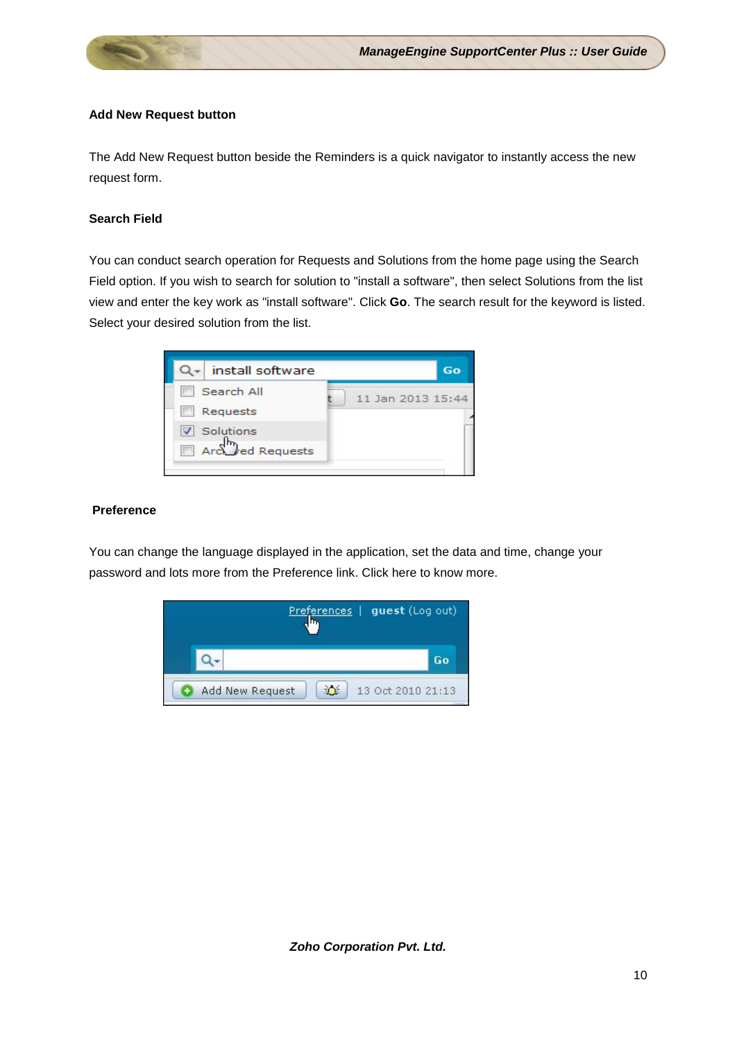**Add New Request button**

The Add New Request button beside the Reminders is a quick navigator to instantly access the new request form.

**Search Field**

You can conduct search operation for Requests and Solutions from the home page using the Search Field option. If you wish to search for solution to "install a software", then select Solutions from the list view and enter the key work as "install software". Click **Go**. The search result for the keyword is listed. Select your desired solution from the list.

**Preference**

You can change the language displayed in the application, set the data and time, change your password and lots more from the Preference link. Click here to know more.

*Zoho Corporation Pvt. Ltd.*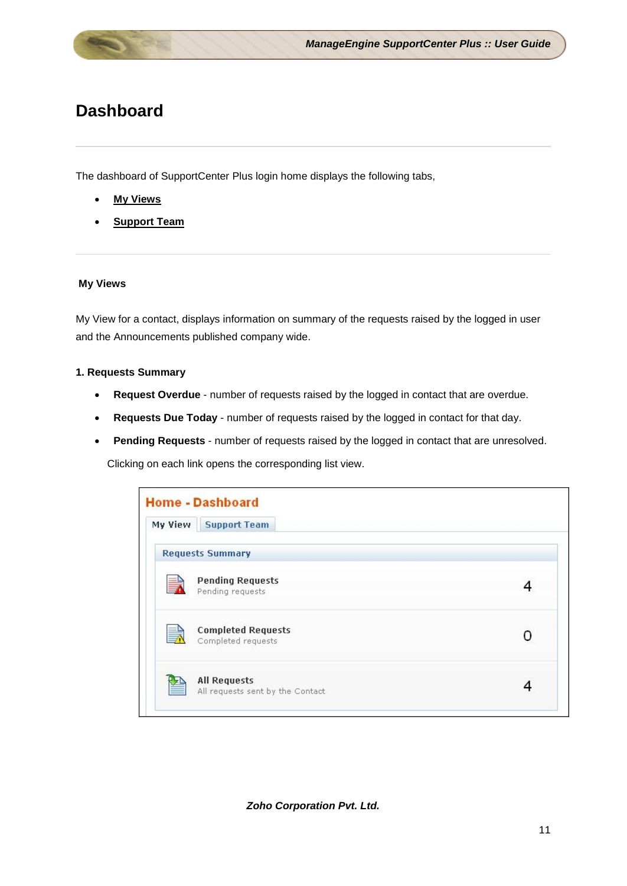# Dashboard

The dashboard of SupportCenter Plus login home displays the following tabs,

- **My Views**
- **Support Team**

### My Views

My View for a contact, displays information on summary of the requests raised by the logged in user and the Announcements published company wide.

**1. Requests Summary**

- **Request Overdue** - number of requests raised by the logged in contact that are overdue.
- **Requests Due Today** - number of requests raised by the logged in contact for that day.
- **Pending Requests** - number of requests raised by the logged in contact that are unresolved.

Clicking on each link opens the corresponding list view.

**Home - Dashboard**

My View | Support Team

| Requests Summary | |
|---|---|
| **Pending Requests**<br>Pending requests | 4 |
| **Completed Requests**<br>Completed requests | 0 |
| **All Requests**<br>All requests sent by the Contact | 4 |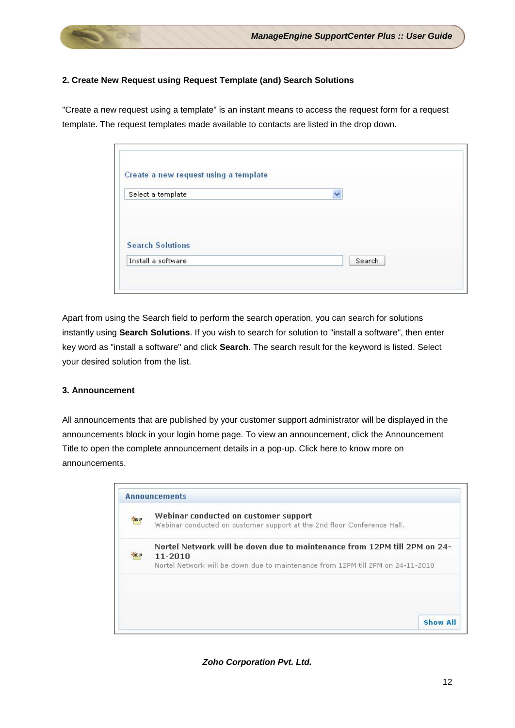**2. Create New Request using Request Template (and) Search Solutions**

"Create a new request using a template" is an instant means to access the request form for a request template. The request templates made available to contacts are listed in the drop down.

Apart from using the Search field to perform the search operation, you can search for solutions instantly using **Search Solutions**. If you wish to search for solution to "install a software", then enter key word as "install a software" and click **Search**. The search result for the keyword is listed. Select your desired solution from the list.

**3. Announcement**

All announcements that are published by your customer support administrator will be displayed in the announcements block in your login home page. To view an announcement, click the Announcement Title to open the complete announcement details in a pop-up. Click here to know more on announcements.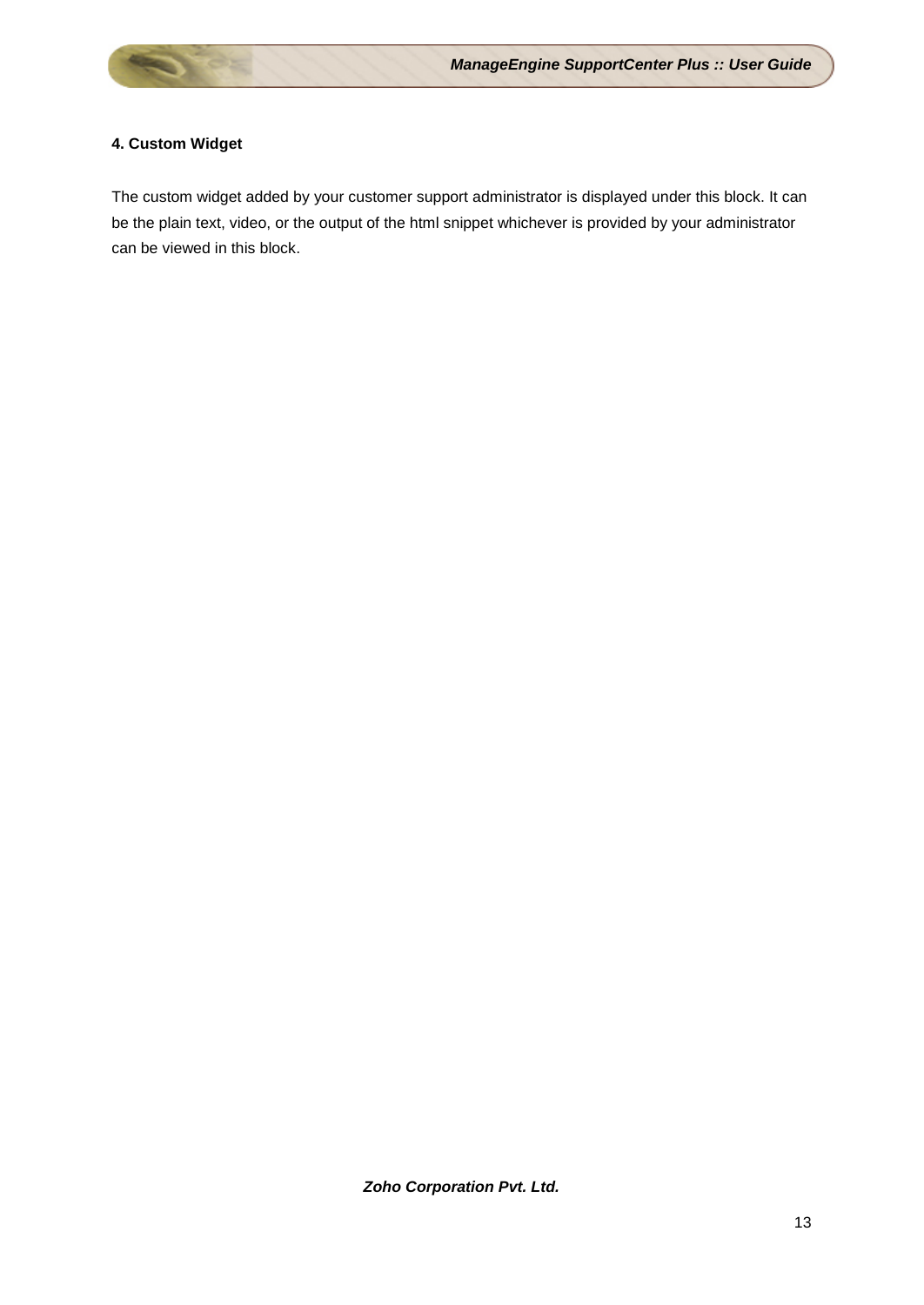**4. Custom Widget**

The custom widget added by your customer support administrator is displayed under this block. It can be the plain text, video, or the output of the html snippet whichever is provided by your administrator can be viewed in this block.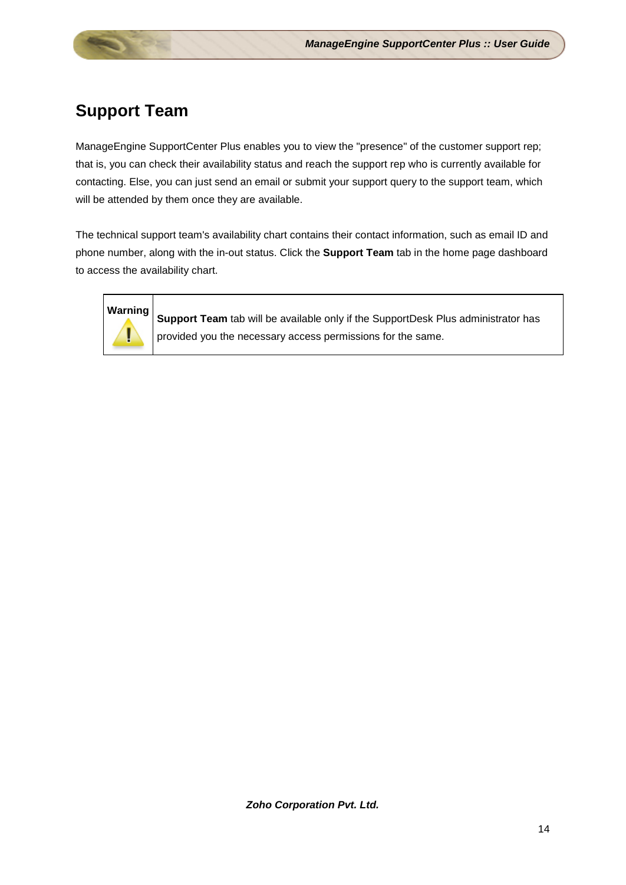# Support Team

ManageEngine SupportCenter Plus enables you to view the "presence" of the customer support rep; that is, you can check their availability status and reach the support rep who is currently available for contacting. Else, you can just send an email or submit your support query to the support team, which will be attended by them once they are available.

The technical support team's availability chart contains their contact information, such as email ID and phone number, along with the in-out status. Click the **Support Team** tab in the home page dashboard to access the availability chart.

| Warning | **Support Team** tab will be available only if the SupportDesk Plus administrator has provided you the necessary access permissions for the same. |
| --- | --- |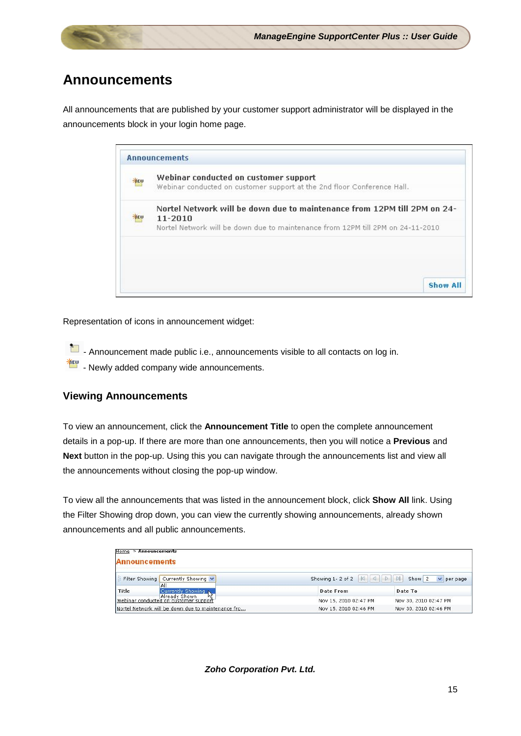# Announcements

All announcements that are published by your customer support administrator will be displayed in the announcements block in your login home page.

Representation of icons in announcement widget:

- Announcement made public i.e., announcements visible to all contacts on log in.
- Newly added company wide announcements.

## Viewing Announcements

To view an announcement, click the **Announcement Title** to open the complete announcement details in a pop-up. If there are more than one announcements, then you will notice a **Previous** and **Next** button in the pop-up. Using this you can navigate through the announcements list and view all the announcements without closing the pop-up window.

To view all the announcements that was listed in the announcement block, click **Show All** link. Using the Filter Showing drop down, you can view the currently showing announcements, already shown announcements and all public announcements.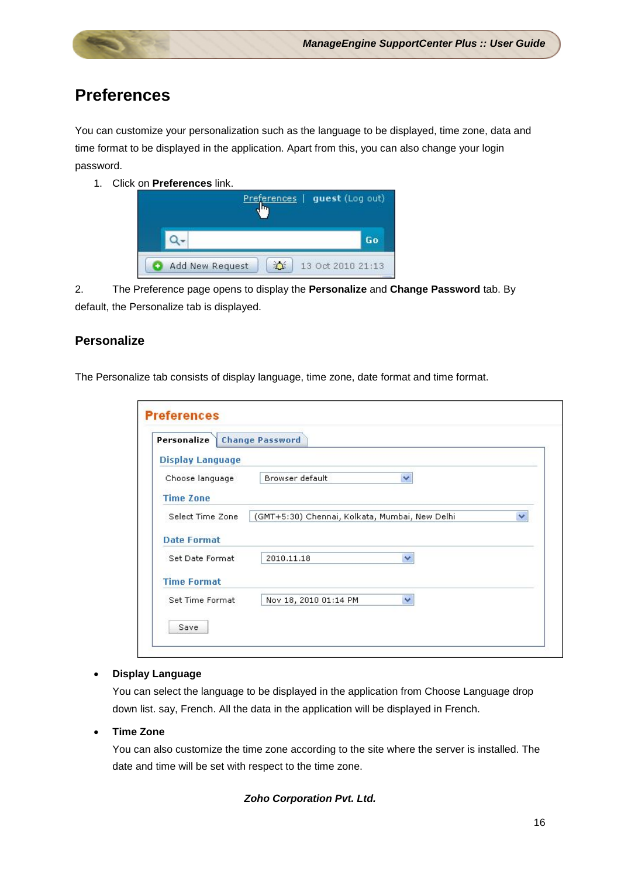# Preferences

You can customize your personalization such as the language to be displayed, time zone, data and time format to be displayed in the application. Apart from this, you can also change your login password.

1. Click on **Preferences** link.

2. The Preference page opens to display the **Personalize** and **Change Password** tab. By default, the Personalize tab is displayed.

## Personalize

The Personalize tab consists of display language, time zone, date format and time format.

- **Display Language**
  You can select the language to be displayed in the application from Choose Language drop down list. say, French. All the data in the application will be displayed in French.
- **Time Zone**
  You can also customize the time zone according to the site where the server is installed. The date and time will be set with respect to the time zone.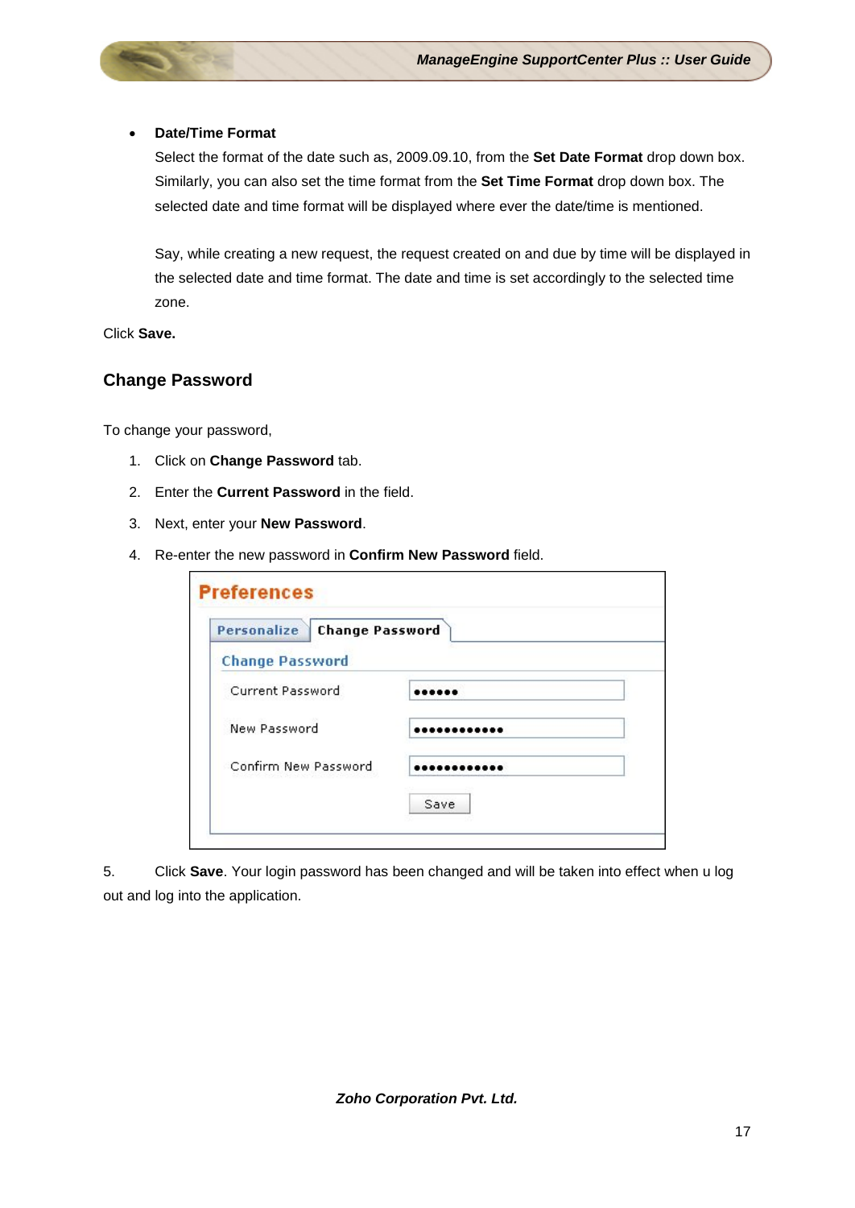- **Date/Time Format**

  Select the format of the date such as, 2009.09.10, from the **Set Date Format** drop down box. Similarly, you can also set the time format from the **Set Time Format** drop down box. The selected date and time format will be displayed where ever the date/time is mentioned.

  Say, while creating a new request, the request created on and due by time will be displayed in the selected date and time format. The date and time is set accordingly to the selected time zone.

Click **Save.**

## Change Password

To change your password,

1. Click on **Change Password** tab.
2. Enter the **Current Password** in the field.
3. Next, enter your **New Password**.
4. Re-enter the new password in **Confirm New Password** field.

5. Click **Save**. Your login password has been changed and will be taken into effect when u log out and log into the application.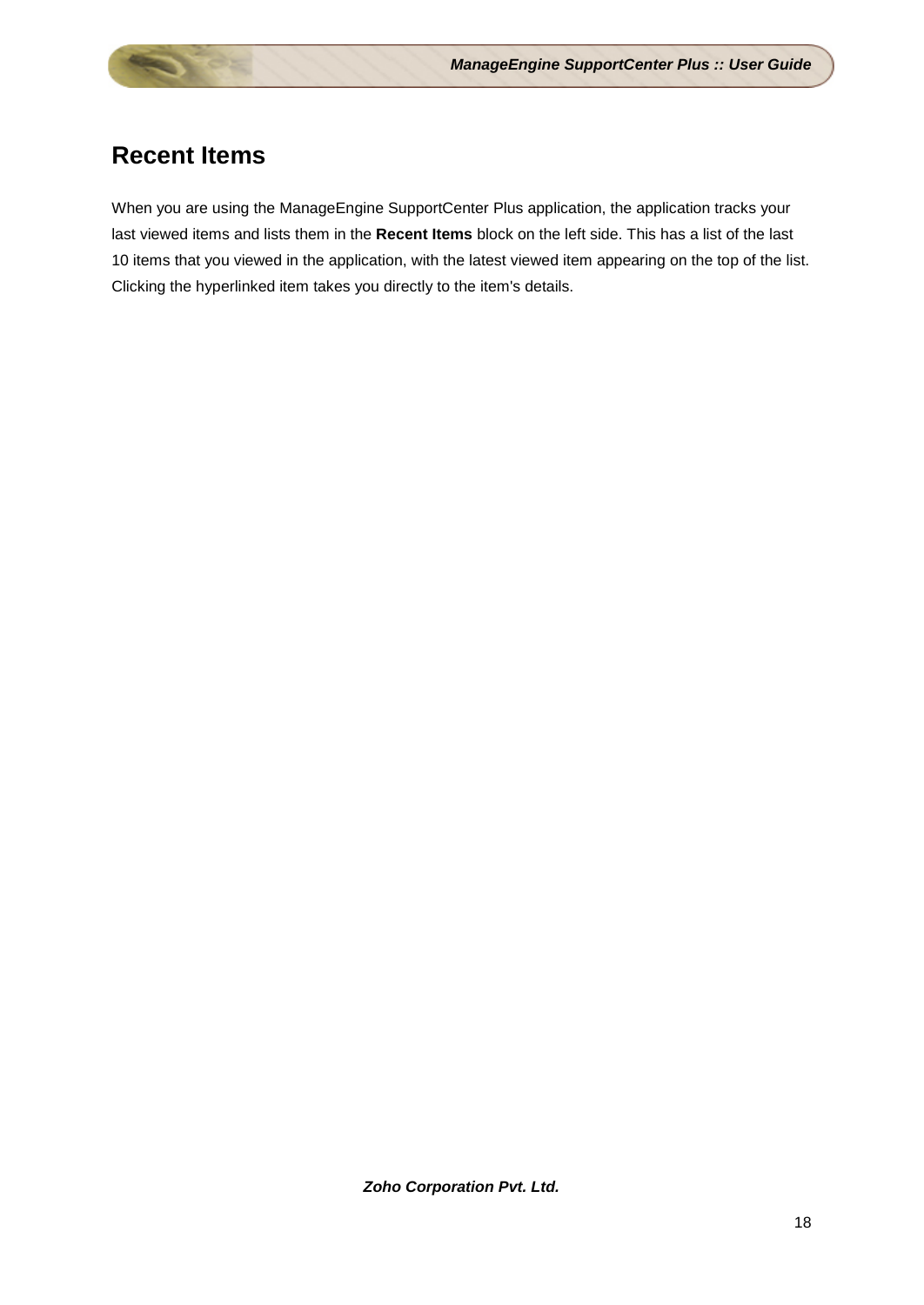# Recent Items

When you are using the ManageEngine SupportCenter Plus application, the application tracks your last viewed items and lists them in the **Recent Items** block on the left side. This has a list of the last 10 items that you viewed in the application, with the latest viewed item appearing on the top of the list. Clicking the hyperlinked item takes you directly to the item's details.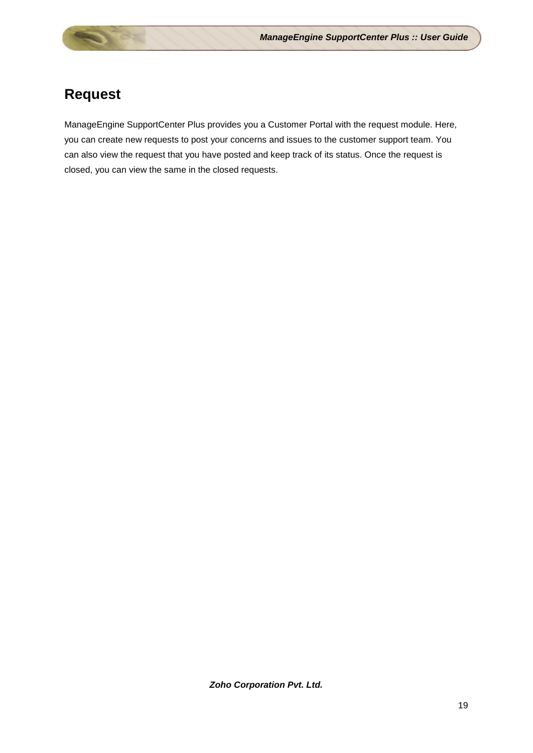# Request

ManageEngine SupportCenter Plus provides you a Customer Portal with the request module. Here, you can create new requests to post your concerns and issues to the customer support team. You can also view the request that you have posted and keep track of its status. Once the request is closed, you can view the same in the closed requests.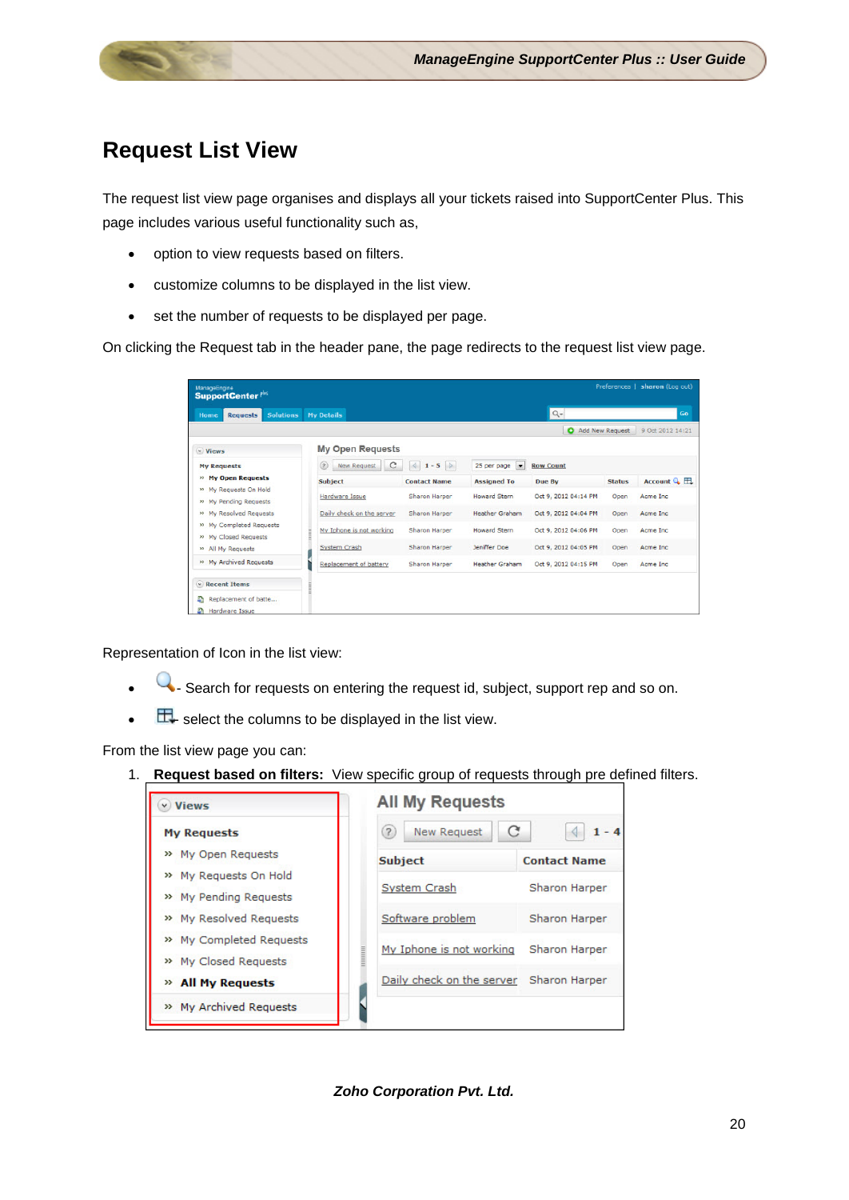# Request List View

The request list view page organises and displays all your tickets raised into SupportCenter Plus. This page includes various useful functionality such as,

- option to view requests based on filters.
- customize columns to be displayed in the list view.
- set the number of requests to be displayed per page.

On clicking the Request tab in the header pane, the page redirects to the request list view page.

Representation of Icon in the list view:

- - Search for requests on entering the request id, subject, support rep and so on.
- - select the columns to be displayed in the list view.

From the list view page you can:

1. **Request based on filters:** View specific group of requests through pre defined filters.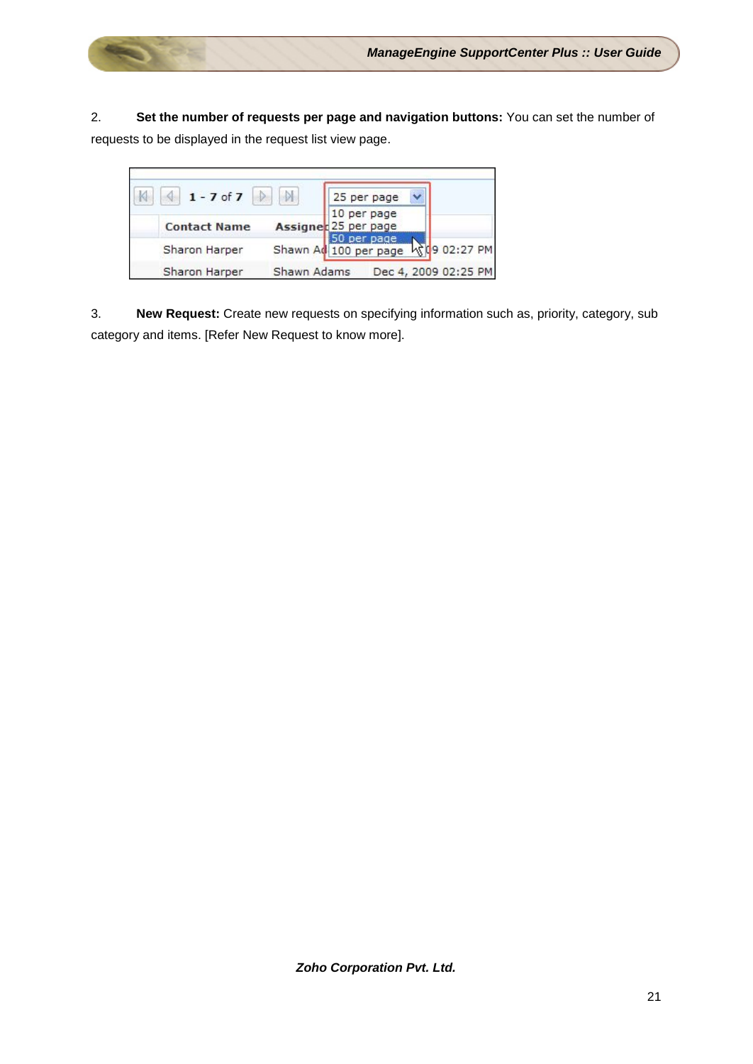2. **Set the number of requests per page and navigation buttons:** You can set the number of requests to be displayed in the request list view page.

3. **New Request:** Create new requests on specifying information such as, priority, category, sub category and items. [Refer New Request to know more].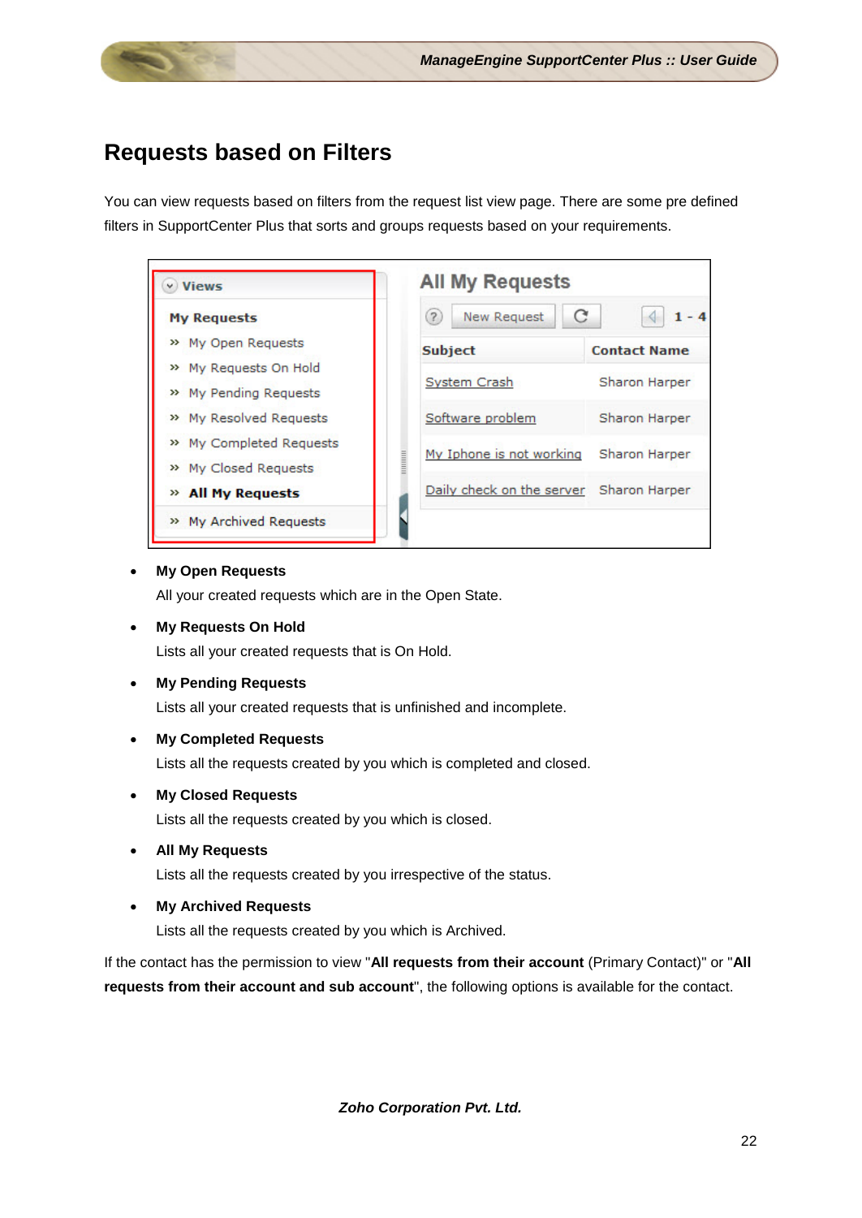# Requests based on Filters

You can view requests based on filters from the request list view page. There are some pre defined filters in SupportCenter Plus that sorts and groups requests based on your requirements.

- **My Open Requests**
  All your created requests which are in the Open State.
- **My Requests On Hold**
  Lists all your created requests that is On Hold.
- **My Pending Requests**
  Lists all your created requests that is unfinished and incomplete.
- **My Completed Requests**
  Lists all the requests created by you which is completed and closed.
- **My Closed Requests**
  Lists all the requests created by you which is closed.
- **All My Requests**
  Lists all the requests created by you irrespective of the status.
- **My Archived Requests**
  Lists all the requests created by you which is Archived.

If the contact has the permission to view "**All requests from their account** (Primary Contact)" or "**All requests from their account and sub account**", the following options is available for the contact.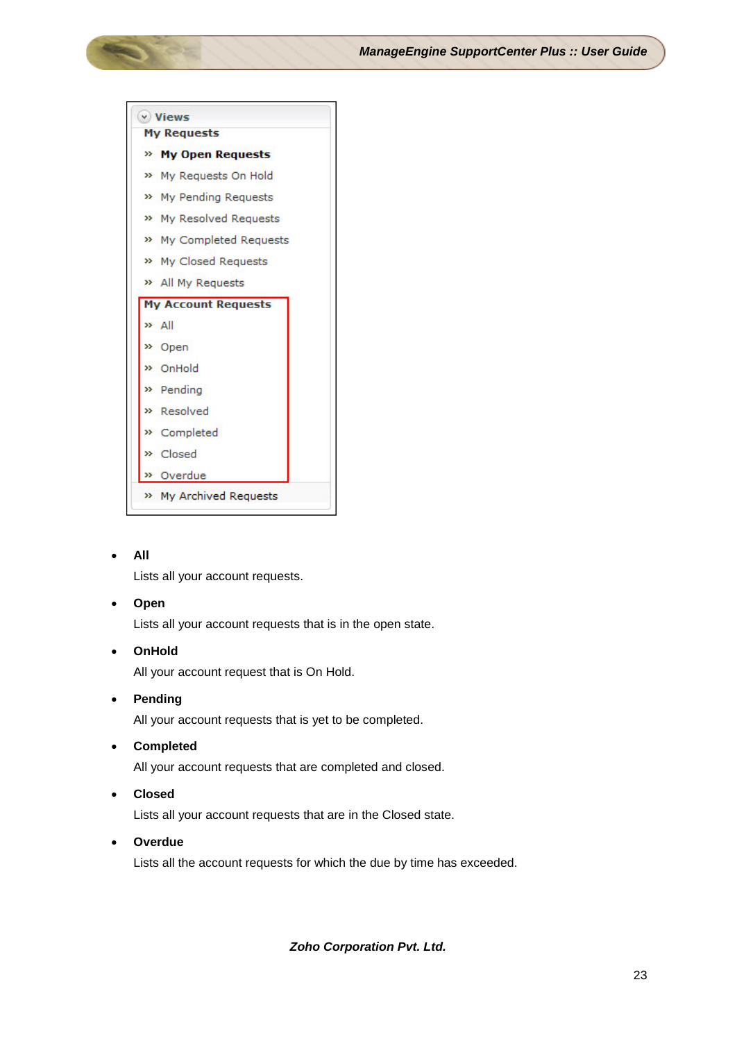- **All**

  Lists all your account requests.

- **Open**

  Lists all your account requests that is in the open state.

- **OnHold**

  All your account request that is On Hold.

- **Pending**

  All your account requests that is yet to be completed.

- **Completed**

  All your account requests that are completed and closed.

- **Closed**

  Lists all your account requests that are in the Closed state.

- **Overdue**

  Lists all the account requests for which the due by time has exceeded.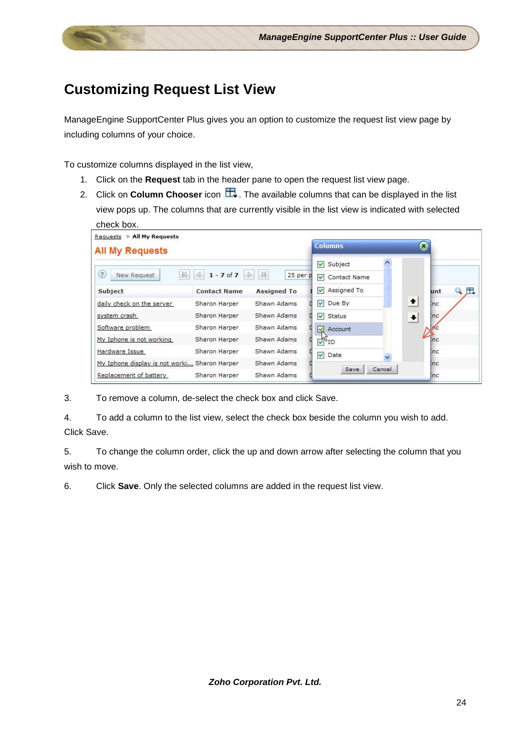# Customizing Request List View

ManageEngine SupportCenter Plus gives you an option to customize the request list view page by including columns of your choice.

To customize columns displayed in the list view,

1. Click on the **Request** tab in the header pane to open the request list view page.
2. Click on **Column Chooser** icon . The available columns that can be displayed in the list view pops up. The columns that are currently visible in the list view is indicated with selected check box.

3. To remove a column, de-select the check box and click Save.

4. To add a column to the list view, select the check box beside the column you wish to add. Click Save.

5. To change the column order, click the up and down arrow after selecting the column that you wish to move.

6. Click **Save**. Only the selected columns are added in the request list view.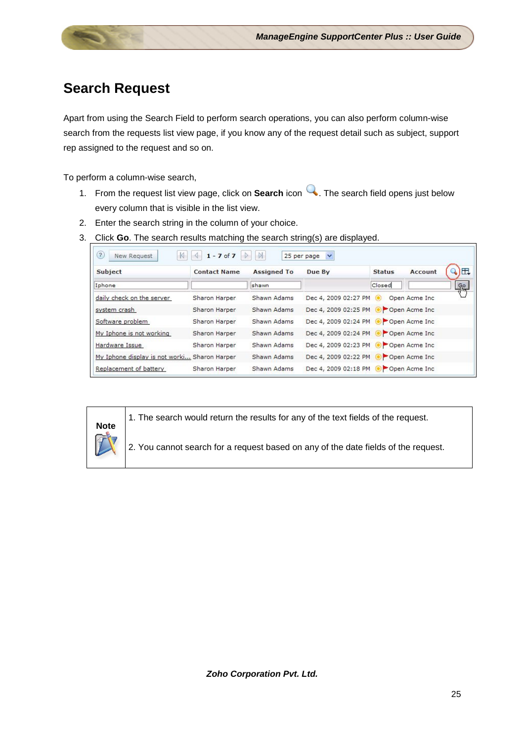# Search Request

Apart from using the Search Field to perform search operations, you can also perform column-wise search from the requests list view page, if you know any of the request detail such as subject, support rep assigned to the request and so on.

To perform a column-wise search,

1. From the request list view page, click on **Search** icon . The search field opens just below every column that is visible in the list view.
2. Enter the search string in the column of your choice.
3. Click **Go**. The search results matching the search string(s) are displayed.

| Subject | Contact Name | Assigned To | Due By | Status | Account |
|---|---|---|---|---|---|
| Iphone | | shawn | | Closed | |
| daily check on the server | Sharon Harper | Shawn Adams | Dec 4, 2009 02:27 PM | Open | Acme Inc |
| system crash | Sharon Harper | Shawn Adams | Dec 4, 2009 02:25 PM | Open | Acme Inc |
| Software problem | Sharon Harper | Shawn Adams | Dec 4, 2009 02:24 PM | Open | Acme Inc |
| My Iphone is not working | Sharon Harper | Shawn Adams | Dec 4, 2009 02:24 PM | Open | Acme Inc |
| Hardware Issue | Sharon Harper | Shawn Adams | Dec 4, 2009 02:23 PM | Open | Acme Inc |
| My Iphone display is not worki... | Sharon Harper | Shawn Adams | Dec 4, 2009 02:22 PM | Open | Acme Inc |
| Replacement of battery | Sharon Harper | Shawn Adams | Dec 4, 2009 02:18 PM | Open | Acme Inc |

| Note | |
|---|---|
| | 1. The search would return the results for any of the text fields of the request. |
| | 2. You cannot search for a request based on any of the date fields of the request. |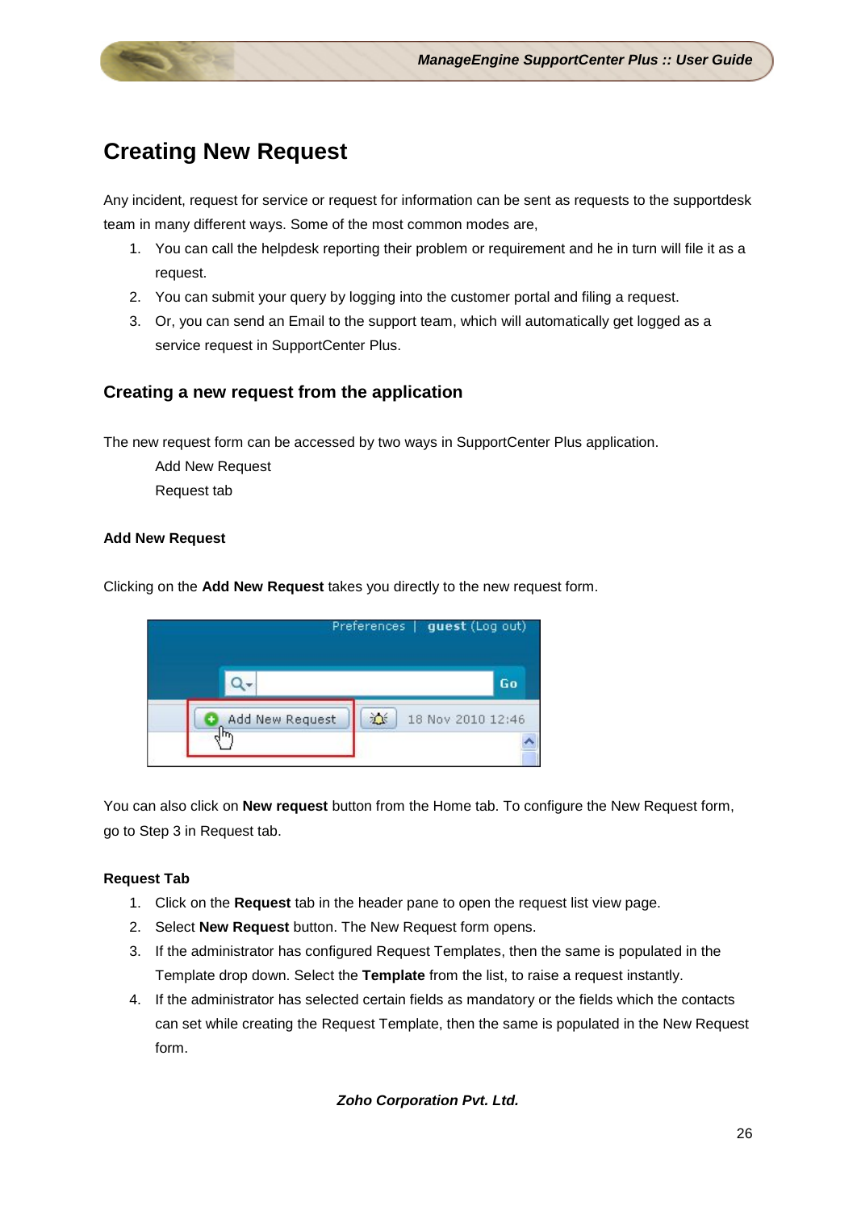# Creating New Request

Any incident, request for service or request for information can be sent as requests to the supportdesk team in many different ways. Some of the most common modes are,

1. You can call the helpdesk reporting their problem or requirement and he in turn will file it as a request.
2. You can submit your query by logging into the customer portal and filing a request.
3. Or, you can send an Email to the support team, which will automatically get logged as a service request in SupportCenter Plus.

## Creating a new request from the application

The new request form can be accessed by two ways in SupportCenter Plus application.

Add New Request

Request tab

**Add New Request**

Clicking on the **Add New Request** takes you directly to the new request form.

You can also click on **New request** button from the Home tab. To configure the New Request form, go to Step 3 in Request tab.

**Request Tab**

1. Click on the **Request** tab in the header pane to open the request list view page.
2. Select **New Request** button. The New Request form opens.
3. If the administrator has configured Request Templates, then the same is populated in the Template drop down. Select the **Template** from the list, to raise a request instantly.
4. If the administrator has selected certain fields as mandatory or the fields which the contacts can set while creating the Request Template, then the same is populated in the New Request form.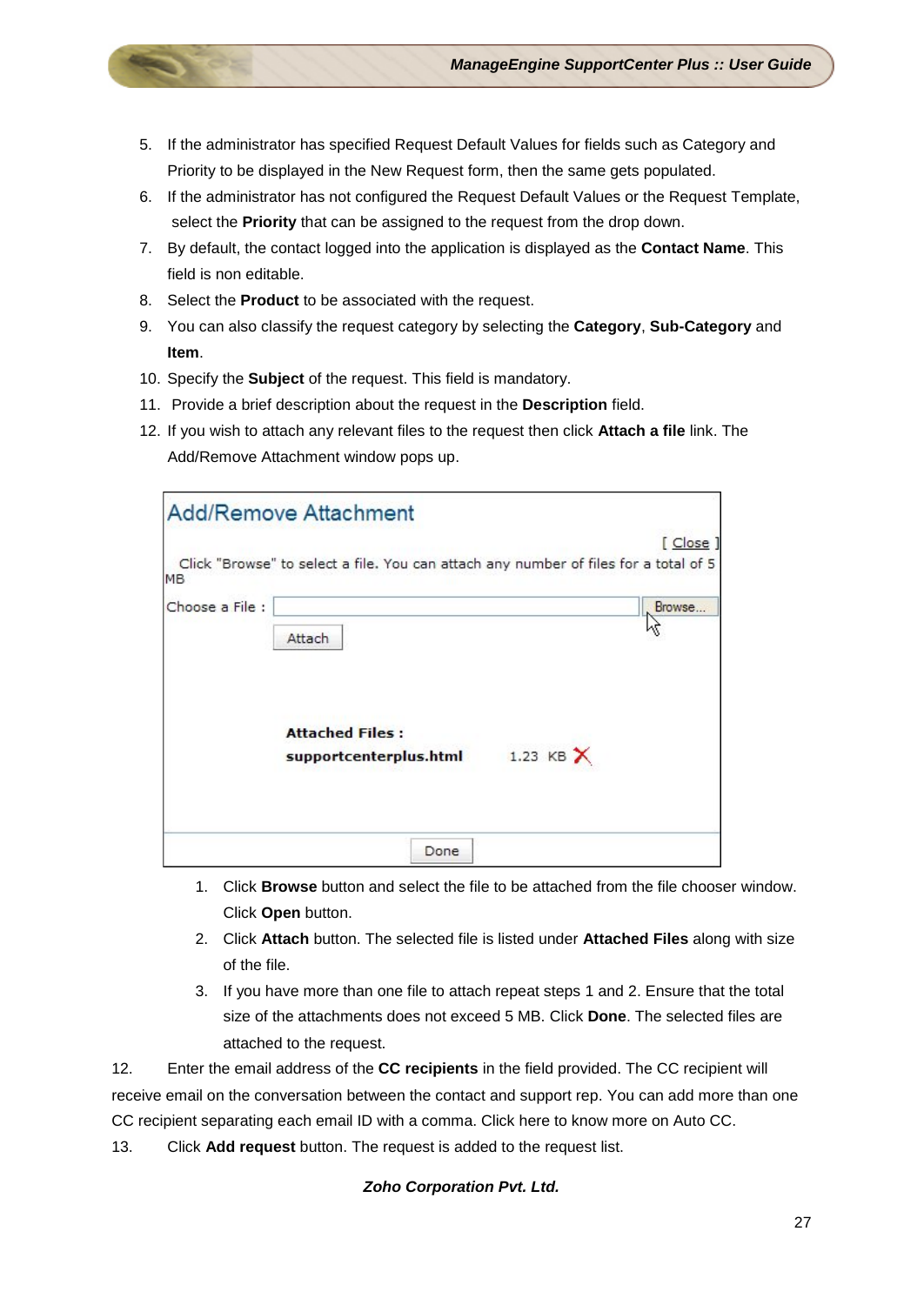5. If the administrator has specified Request Default Values for fields such as Category and Priority to be displayed in the New Request form, then the same gets populated.
6. If the administrator has not configured the Request Default Values or the Request Template, select the **Priority** that can be assigned to the request from the drop down.
7. By default, the contact logged into the application is displayed as the **Contact Name**. This field is non editable.
8. Select the **Product** to be associated with the request.
9. You can also classify the request category by selecting the **Category**, **Sub-Category** and **Item**.
10. Specify the **Subject** of the request. This field is mandatory.
11. Provide a brief description about the request in the **Description** field.
12. If you wish to attach any relevant files to the request then click **Attach a file** link. The Add/Remove Attachment window pops up.

    1. Click **Browse** button and select the file to be attached from the file chooser window. Click **Open** button.
    2. Click **Attach** button. The selected file is listed under **Attached Files** along with size of the file.
    3. If you have more than one file to attach repeat steps 1 and 2. Ensure that the total size of the attachments does not exceed 5 MB. Click **Done**. The selected files are attached to the request.

12. Enter the email address of the **CC recipients** in the field provided. The CC recipient will receive email on the conversation between the contact and support rep. You can add more than one CC recipient separating each email ID with a comma. Click here to know more on Auto CC.

13. Click **Add request** button. The request is added to the request list.

***Zoho Corporation Pvt. Ltd.***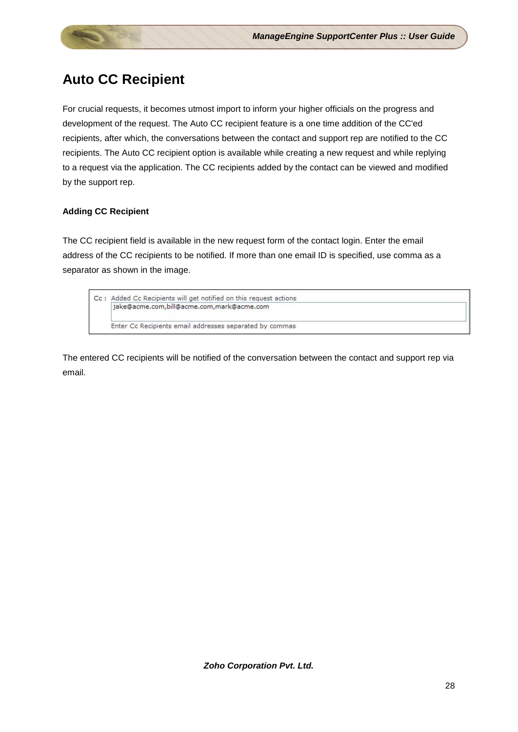# Auto CC Recipient

For crucial requests, it becomes utmost import to inform your higher officials on the progress and development of the request. The Auto CC recipient feature is a one time addition of the CC'ed recipients, after which, the conversations between the contact and support rep are notified to the CC recipients. The Auto CC recipient option is available while creating a new request and while replying to a request via the application. The CC recipients added by the contact can be viewed and modified by the support rep.

**Adding CC Recipient**

The CC recipient field is available in the new request form of the contact login. Enter the email address of the CC recipients to be notified. If more than one email ID is specified, use comma as a separator as shown in the image.

Cc : Added Cc Recipients will get notified on this request actions
jake@acme.com,bill@acme.com,mark@acme.com
Enter Cc Recipients email addresses separated by commas

The entered CC recipients will be notified of the conversation between the contact and support rep via email.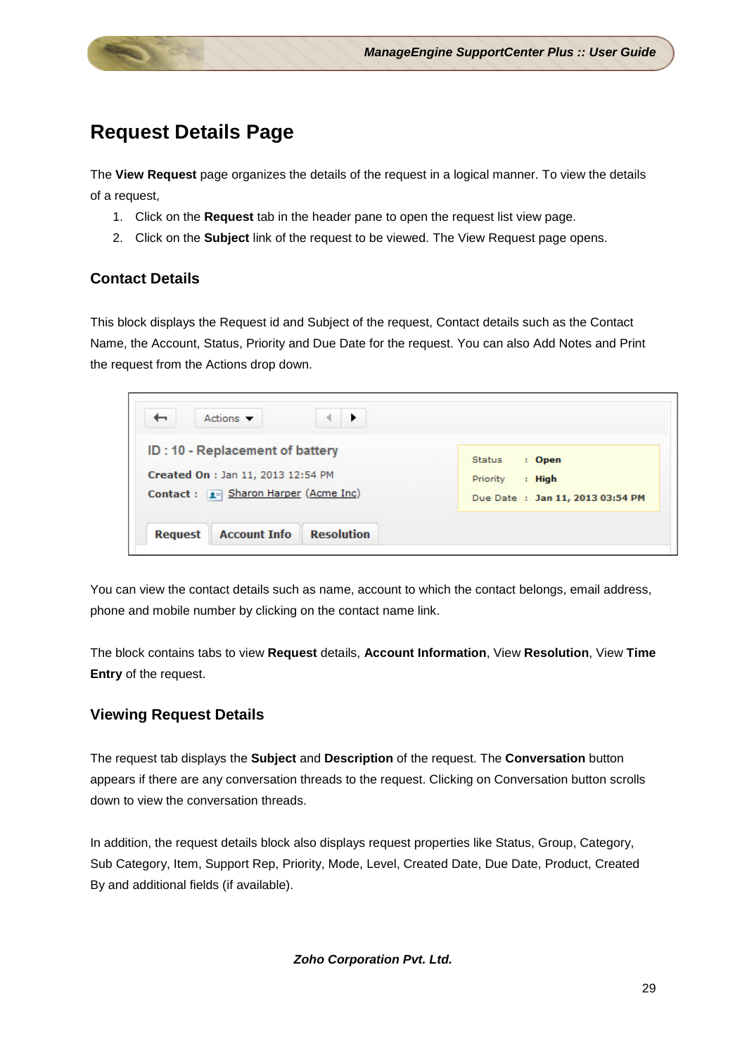# Request Details Page

The **View Request** page organizes the details of the request in a logical manner. To view the details of a request,

1. Click on the **Request** tab in the header pane to open the request list view page.
2. Click on the **Subject** link of the request to be viewed. The View Request page opens.

## Contact Details

This block displays the Request id and Subject of the request, Contact details such as the Contact Name, the Account, Status, Priority and Due Date for the request. You can also Add Notes and Print the request from the Actions drop down.

You can view the contact details such as name, account to which the contact belongs, email address, phone and mobile number by clicking on the contact name link.

The block contains tabs to view **Request** details, **Account Information**, View **Resolution**, View **Time Entry** of the request.

## Viewing Request Details

The request tab displays the **Subject** and **Description** of the request. The **Conversation** button appears if there are any conversation threads to the request. Clicking on Conversation button scrolls down to view the conversation threads.

In addition, the request details block also displays request properties like Status, Group, Category, Sub Category, Item, Support Rep, Priority, Mode, Level, Created Date, Due Date, Product, Created By and additional fields (if available).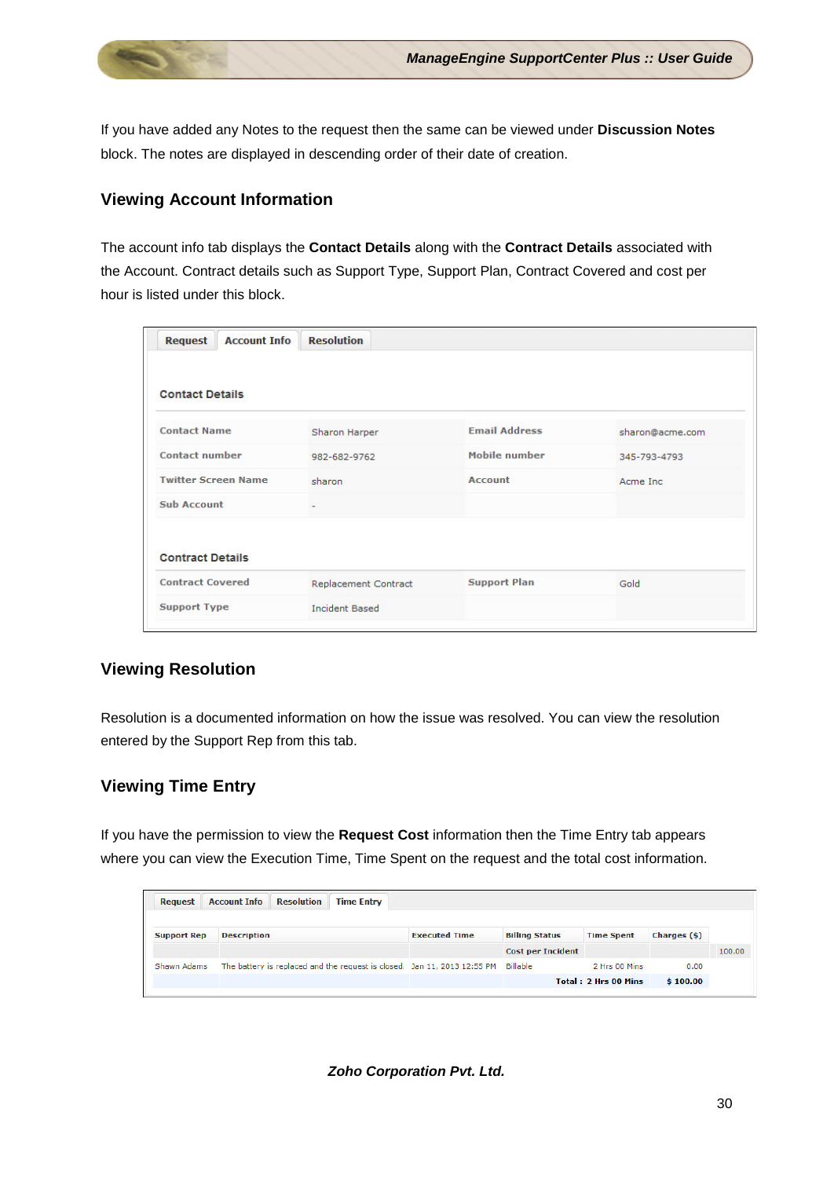If you have added any Notes to the request then the same can be viewed under **Discussion Notes** block. The notes are displayed in descending order of their date of creation.

## Viewing Account Information

The account info tab displays the **Contact Details** along with the **Contract Details** associated with the Account. Contract details such as Support Type, Support Plan, Contract Covered and cost per hour is listed under this block.

Request | Account Info | Resolution

**Contact Details**

| Contact Name | Sharon Harper | Email Address | sharon@acme.com |
|---|---|---|---|
| Contact number | 982-682-9762 | Mobile number | 345-793-4793 |
| Twitter Screen Name | sharon | Account | Acme Inc |
| Sub Account | - | | |

**Contract Details**

| Contract Covered | Replacement Contract | Support Plan | Gold |
|---|---|---|---|
| Support Type | Incident Based | | |

## Viewing Resolution

Resolution is a documented information on how the issue was resolved. You can view the resolution entered by the Support Rep from this tab.

## Viewing Time Entry

If you have the permission to view the **Request Cost** information then the Time Entry tab appears where you can view the Execution Time, Time Spent on the request and the total cost information.

Request | Account Info | Resolution | Time Entry

| Support Rep | Description | Executed Time | Billing Status | Time Spent | Charges ($) | |
|---|---|---|---|---|---|---|
| | | | Cost per Incident | | | 100.00 |
| Shawn Adams | The battery is replaced and the request is closed. | Jan 11, 2013 12:55 PM | Billable | 2 Hrs 00 Mins | 0.00 | |
| | | | | Total : 2 Hrs 00 Mins | $ 100.00 | |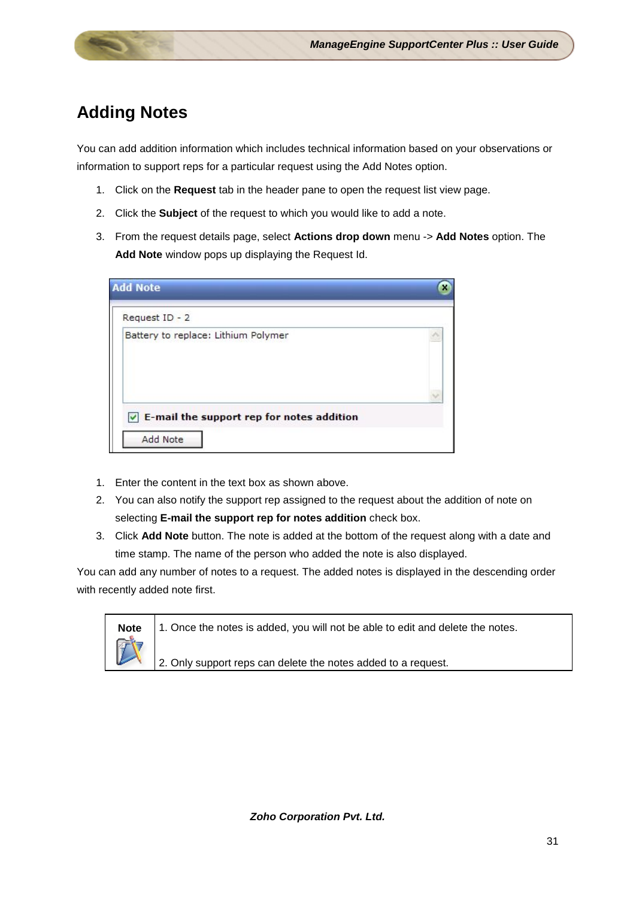# Adding Notes

You can add addition information which includes technical information based on your observations or information to support reps for a particular request using the Add Notes option.

1. Click on the **Request** tab in the header pane to open the request list view page.
2. Click the **Subject** of the request to which you would like to add a note.
3. From the request details page, select **Actions drop down** menu -> **Add Notes** option. The **Add Note** window pops up displaying the Request Id.

1. Enter the content in the text box as shown above.
2. You can also notify the support rep assigned to the request about the addition of note on selecting **E-mail the support rep for notes addition** check box.
3. Click **Add Note** button. The note is added at the bottom of the request along with a date and time stamp. The name of the person who added the note is also displayed.

You can add any number of notes to a request. The added notes is displayed in the descending order with recently added note first.

| Note | 1. Once the notes is added, you will not be able to edit and delete the notes.<br><br>2. Only support reps can delete the notes added to a request. |
|---|---|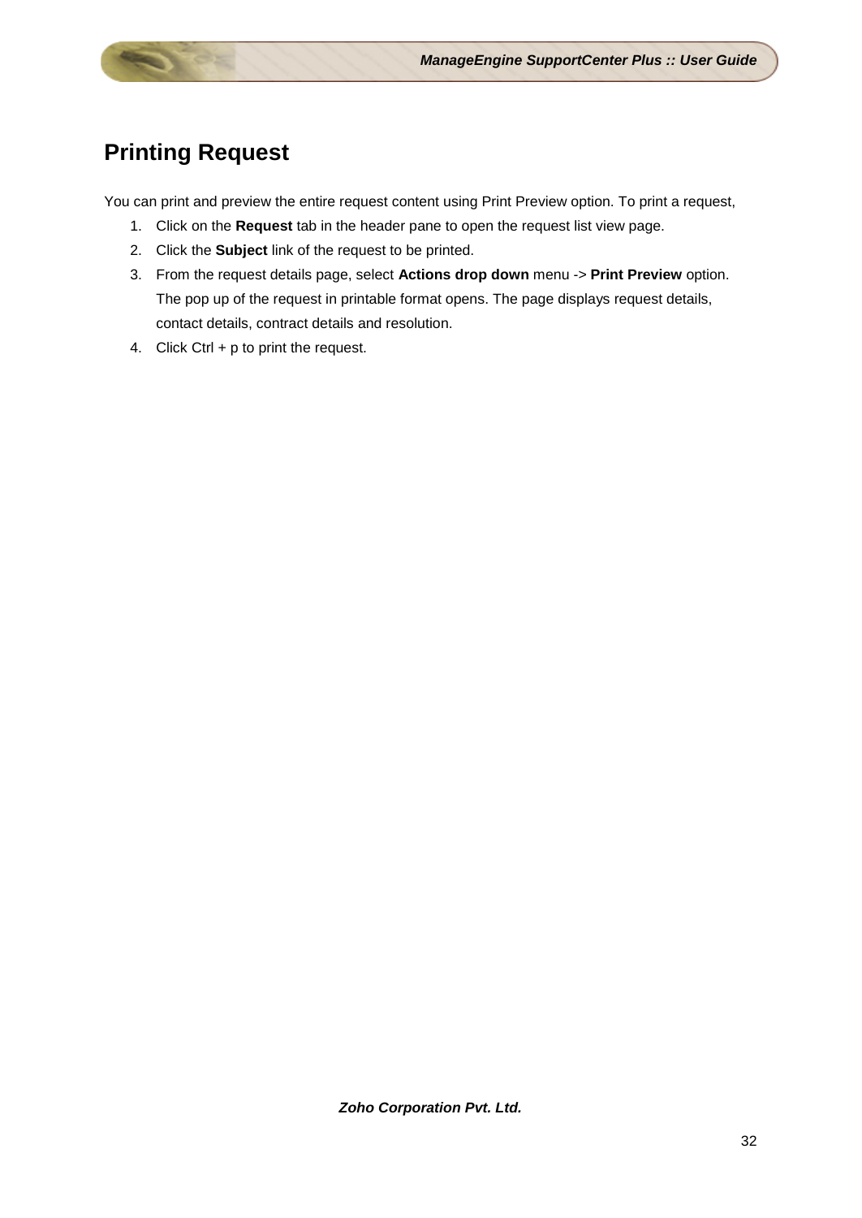## Printing Request

You can print and preview the entire request content using Print Preview option. To print a request,

1. Click on the **Request** tab in the header pane to open the request list view page.
2. Click the **Subject** link of the request to be printed.
3. From the request details page, select **Actions drop down** menu -> **Print Preview** option. The pop up of the request in printable format opens. The page displays request details, contact details, contract details and resolution.
4. Click Ctrl + p to print the request.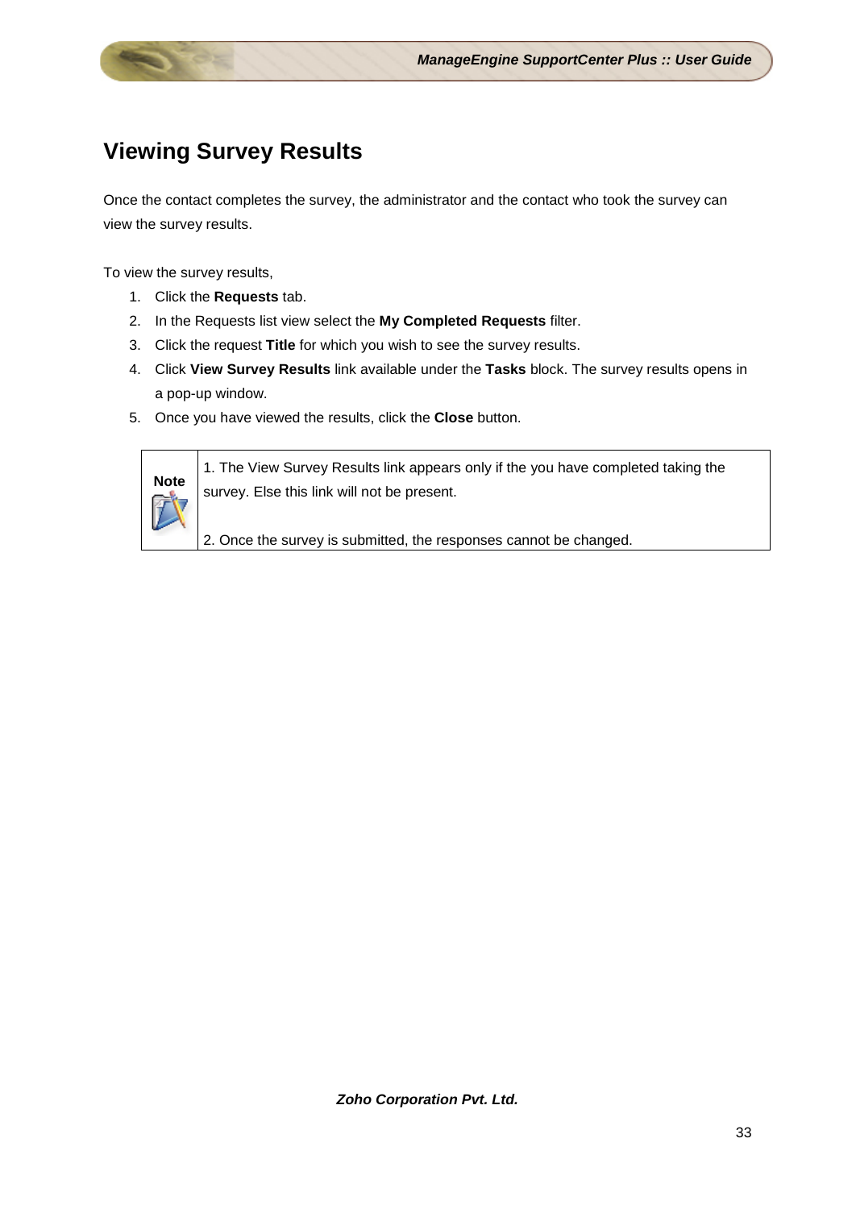# Viewing Survey Results

Once the contact completes the survey, the administrator and the contact who took the survey can view the survey results.

To view the survey results,

1. Click the **Requests** tab.
2. In the Requests list view select the **My Completed Requests** filter.
3. Click the request **Title** for which you wish to see the survey results.
4. Click **View Survey Results** link available under the **Tasks** block. The survey results opens in a pop-up window.
5. Once you have viewed the results, click the **Close** button.

| **Note** | 1. The View Survey Results link appears only if the you have completed taking the survey. Else this link will not be present.<br><br>2. Once the survey is submitted, the responses cannot be changed. |
|---|---|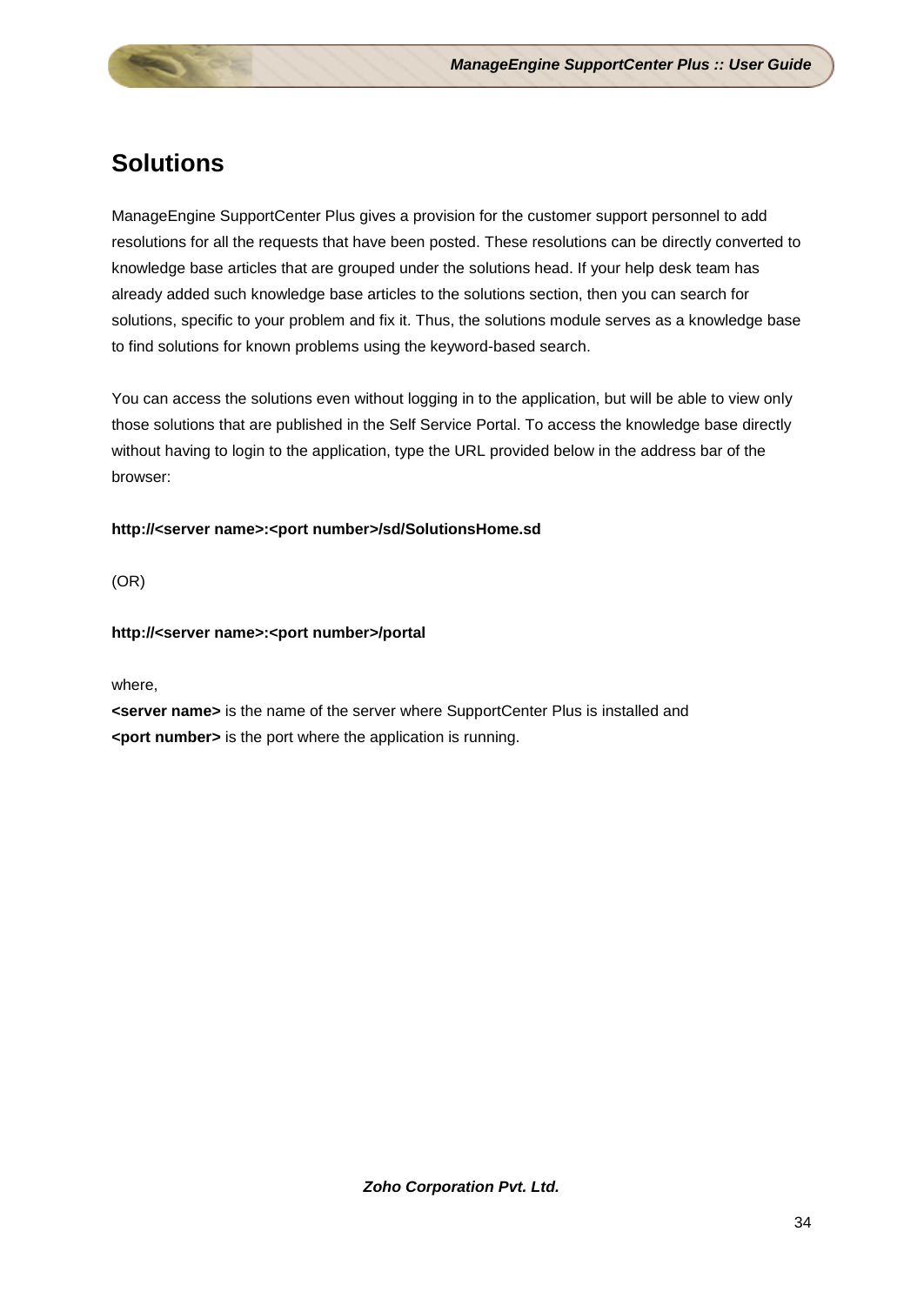# Solutions

ManageEngine SupportCenter Plus gives a provision for the customer support personnel to add resolutions for all the requests that have been posted. These resolutions can be directly converted to knowledge base articles that are grouped under the solutions head. If your help desk team has already added such knowledge base articles to the solutions section, then you can search for solutions, specific to your problem and fix it. Thus, the solutions module serves as a knowledge base to find solutions for known problems using the keyword-based search.

You can access the solutions even without logging in to the application, but will be able to view only those solutions that are published in the Self Service Portal. To access the knowledge base directly without having to login to the application, type the URL provided below in the address bar of the browser:

**http://<server name>:<port number>/sd/SolutionsHome.sd**

(OR)

**http://<server name>:<port number>/portal**

where,
**<server name>** is the name of the server where SupportCenter Plus is installed and
**<port number>** is the port where the application is running.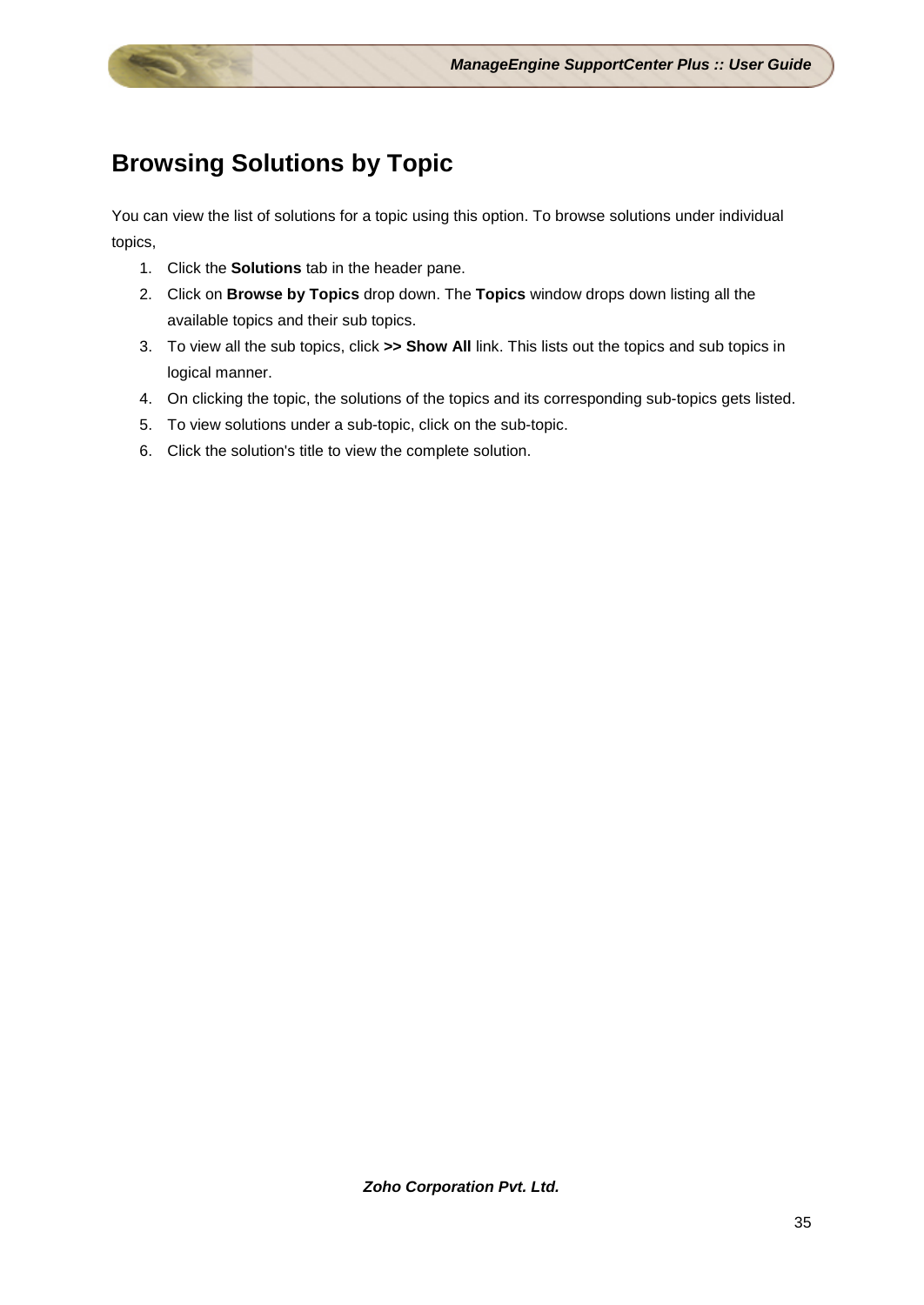# Browsing Solutions by Topic

You can view the list of solutions for a topic using this option. To browse solutions under individual topics,

1. Click the **Solutions** tab in the header pane.
2. Click on **Browse by Topics** drop down. The **Topics** window drops down listing all the available topics and their sub topics.
3. To view all the sub topics, click **>> Show All** link. This lists out the topics and sub topics in logical manner.
4. On clicking the topic, the solutions of the topics and its corresponding sub-topics gets listed.
5. To view solutions under a sub-topic, click on the sub-topic.
6. Click the solution's title to view the complete solution.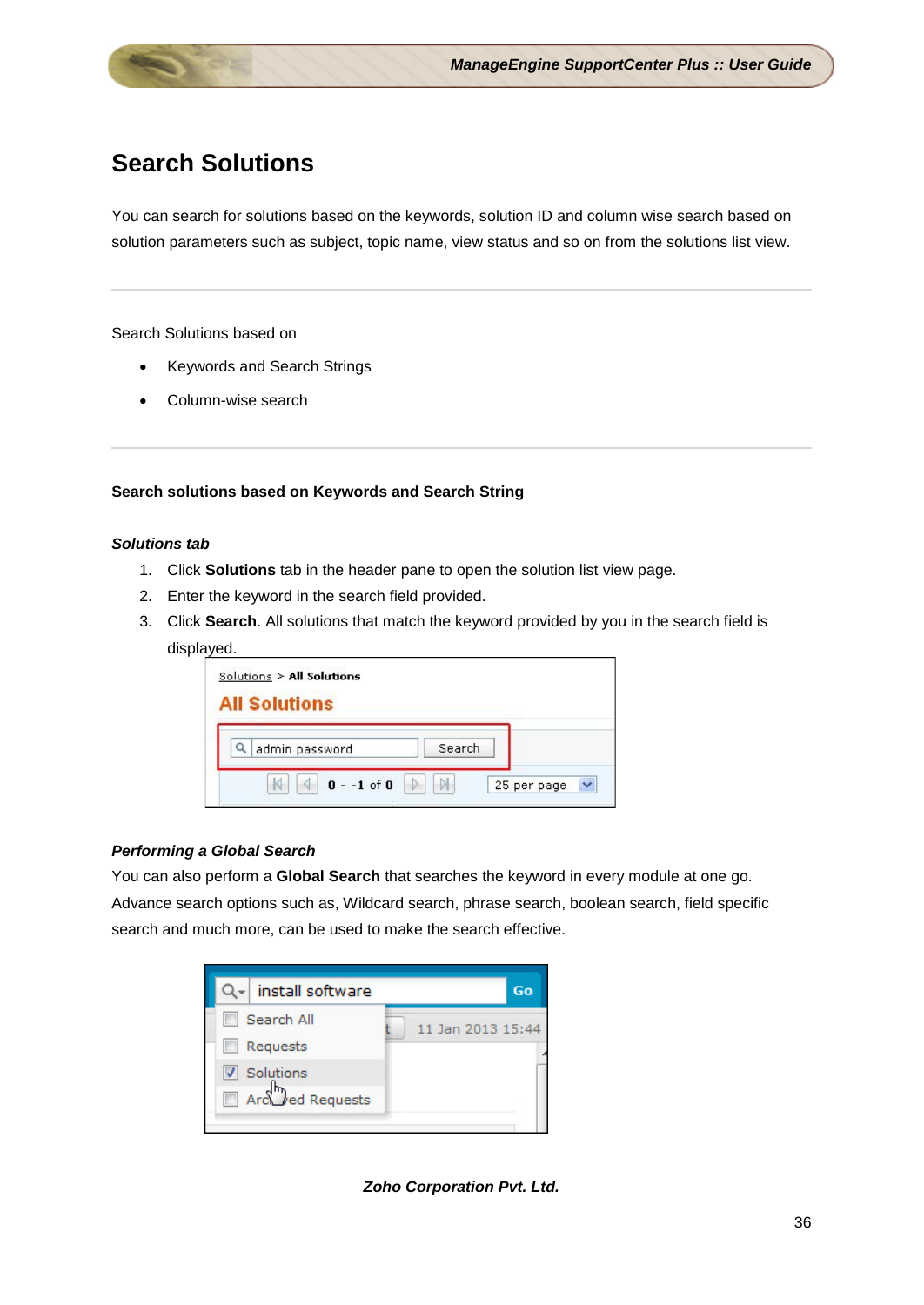# Search Solutions

You can search for solutions based on the keywords, solution ID and column wise search based on solution parameters such as subject, topic name, view status and so on from the solutions list view.

---

Search Solutions based on

- Keywords and Search Strings
- Column-wise search

---

**Search solutions based on Keywords and Search String**

***Solutions tab***

1. Click **Solutions** tab in the header pane to open the solution list view page.
2. Enter the keyword in the search field provided.
3. Click **Search**. All solutions that match the keyword provided by you in the search field is displayed.

***Performing a Global Search***

You can also perform a **Global Search** that searches the keyword in every module at one go. Advance search options such as, Wildcard search, phrase search, boolean search, field specific search and much more, can be used to make the search effective.

*Zoho Corporation Pvt. Ltd.*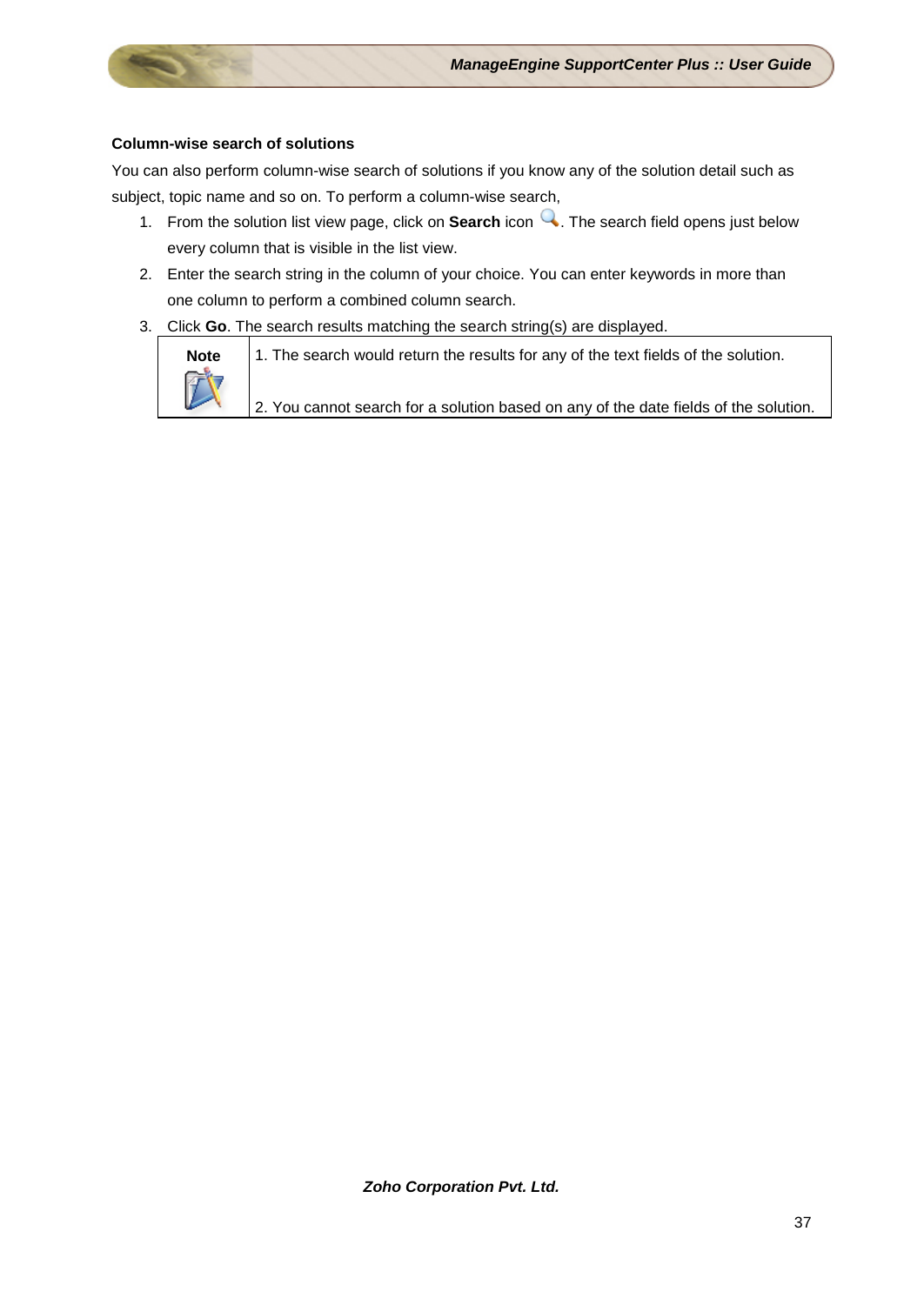**Column-wise search of solutions**

You can also perform column-wise search of solutions if you know any of the solution detail such as subject, topic name and so on. To perform a column-wise search,

1. From the solution list view page, click on **Search** icon . The search field opens just below every column that is visible in the list view.
2. Enter the search string in the column of your choice. You can enter keywords in more than one column to perform a combined column search.
3. Click **Go**. The search results matching the search string(s) are displayed.

| **Note** | 1. The search would return the results for any of the text fields of the solution.<br><br>2. You cannot search for a solution based on any of the date fields of the solution. |
|---|---|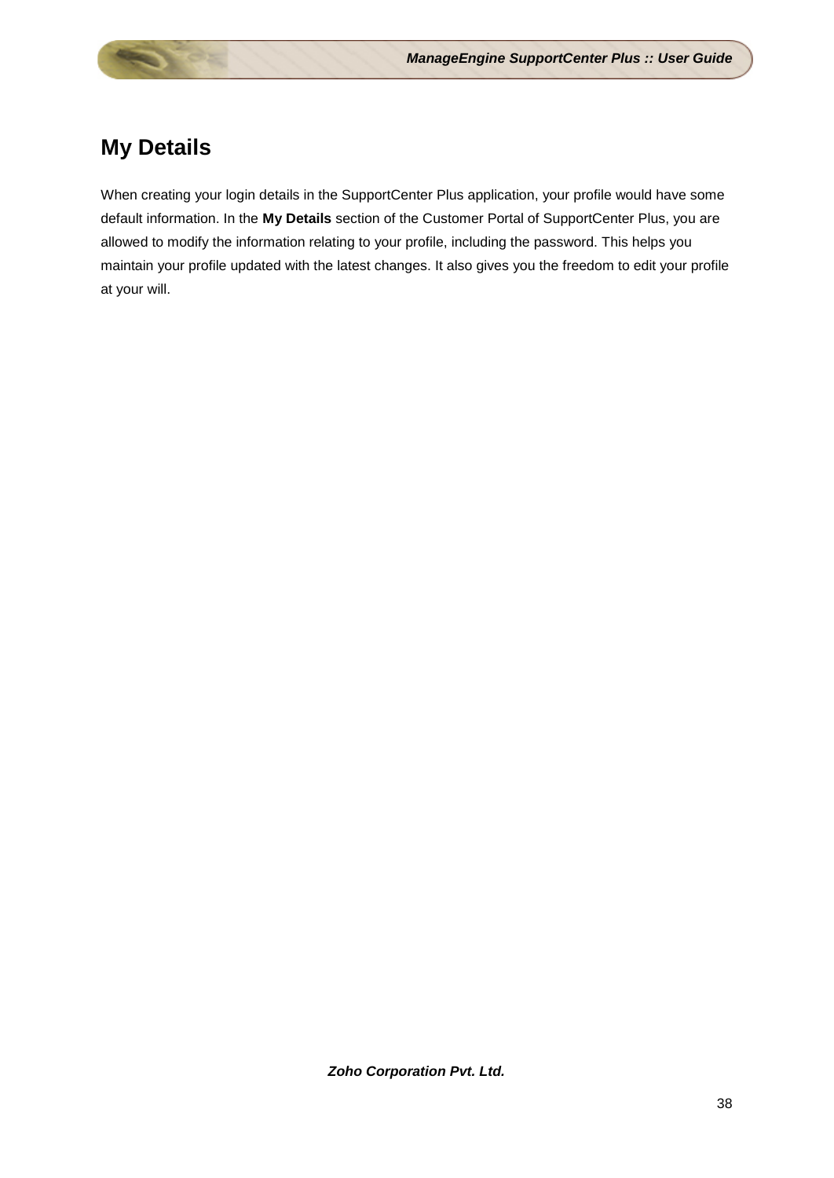# My Details

When creating your login details in the SupportCenter Plus application, your profile would have some default information. In the **My Details** section of the Customer Portal of SupportCenter Plus, you are allowed to modify the information relating to your profile, including the password. This helps you maintain your profile updated with the latest changes. It also gives you the freedom to edit your profile at your will.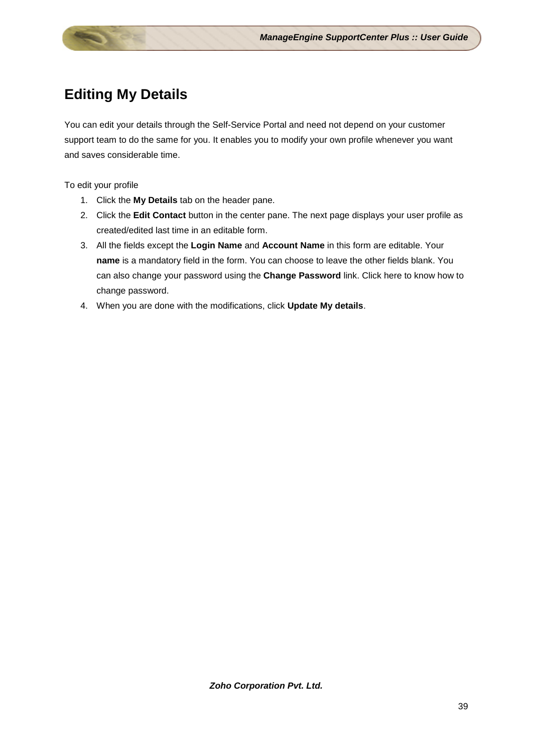# Editing My Details

You can edit your details through the Self-Service Portal and need not depend on your customer support team to do the same for you. It enables you to modify your own profile whenever you want and saves considerable time.

To edit your profile

1. Click the **My Details** tab on the header pane.
2. Click the **Edit Contact** button in the center pane. The next page displays your user profile as created/edited last time in an editable form.
3. All the fields except the **Login Name** and **Account Name** in this form are editable. Your **name** is a mandatory field in the form. You can choose to leave the other fields blank. You can also change your password using the **Change Password** link. Click here to know how to change password.
4. When you are done with the modifications, click **Update My details**.